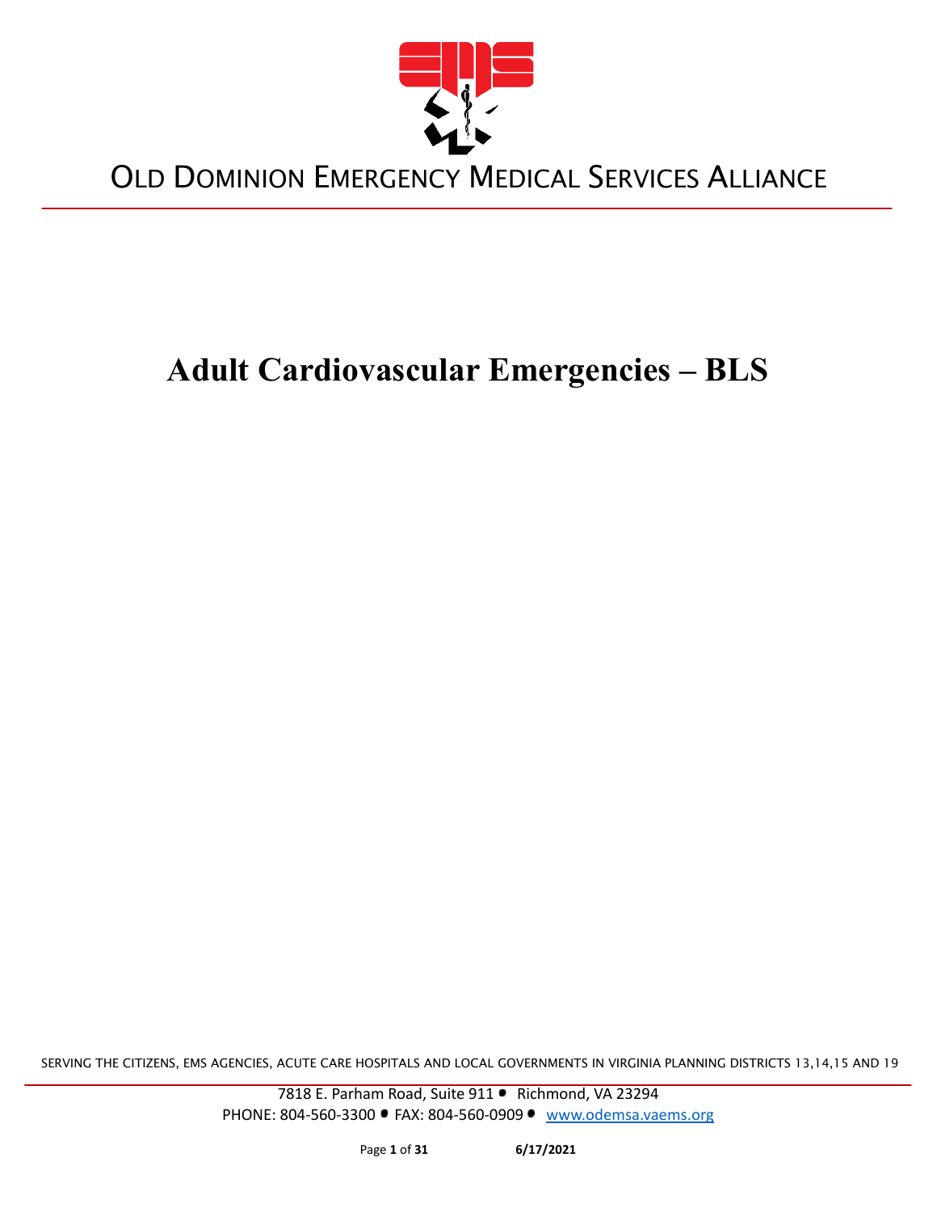# OLD DOMINION EMERGENCY MEDICAL SERVICES ALLIANCE

# Adult Cardiovascular Emergencies – BLS

SERVING THE CITIZENS, EMS AGENCIES, ACUTE CARE HOSPITALS AND LOCAL GOVERNMENTS IN VIRGINIA PLANNING DISTRICTS 13,14,15 AND 19

7818 E. Parham Road, Suite 911 • Richmond, VA 23294
PHONE: 804-560-3300 • FAX: 804-560-0909 • www.odemsa.vaems.org

6/17/2021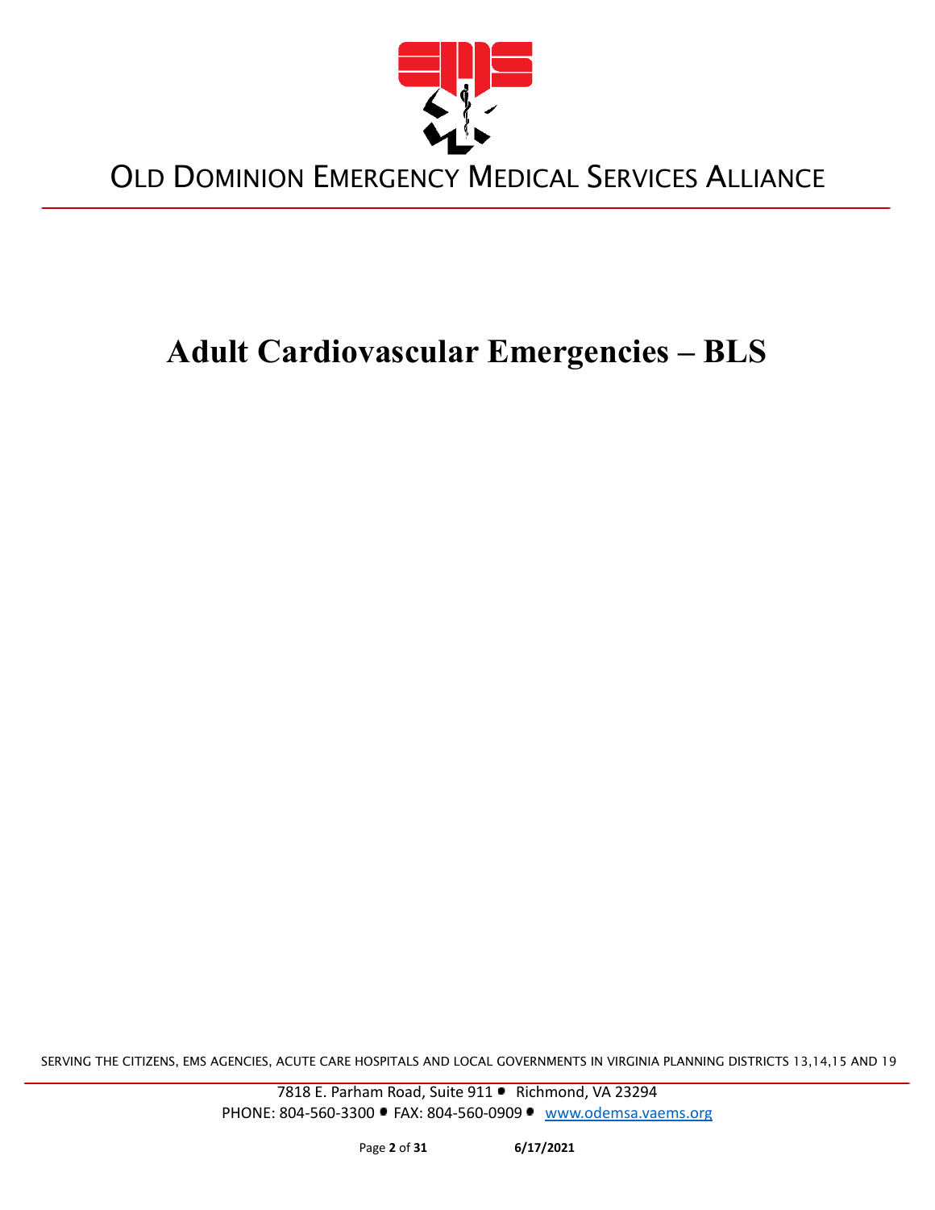# Adult Cardiovascular Emergencies – BLS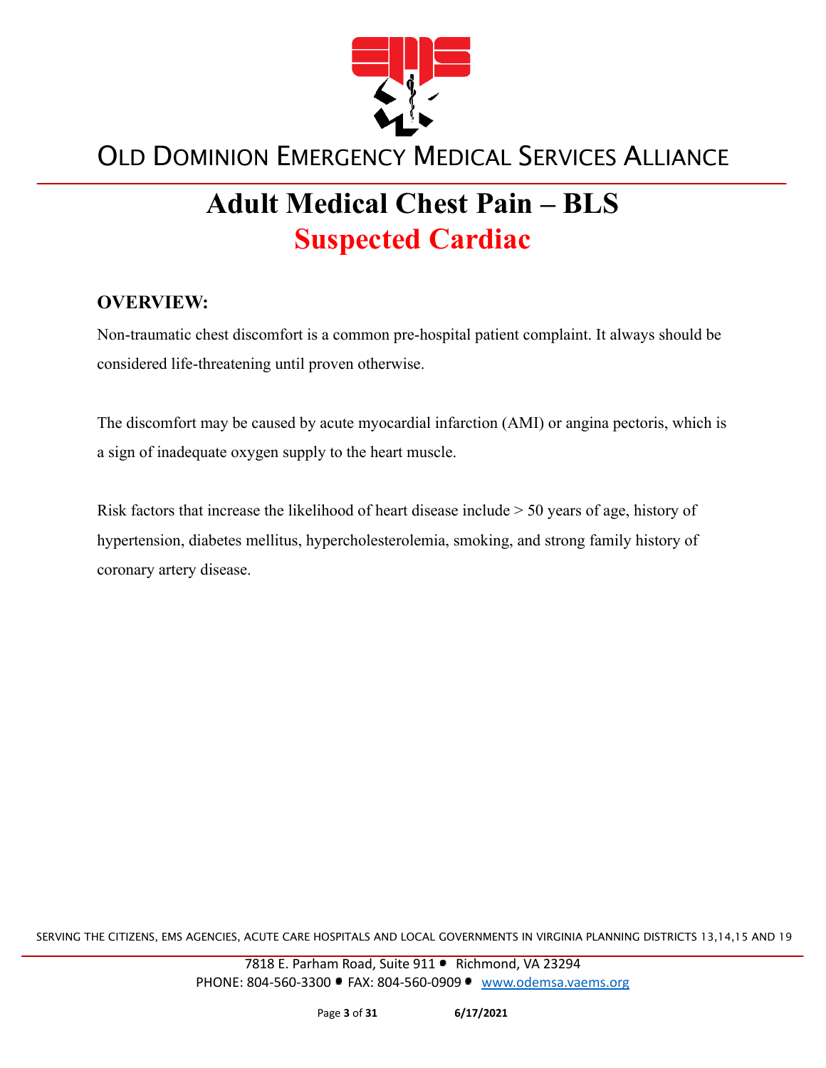# Adult Medical Chest Pain – BLS

## Suspected Cardiac

### OVERVIEW:

Non-traumatic chest discomfort is a common pre-hospital patient complaint. It always should be considered life-threatening until proven otherwise.

The discomfort may be caused by acute myocardial infarction (AMI) or angina pectoris, which is a sign of inadequate oxygen supply to the heart muscle.

Risk factors that increase the likelihood of heart disease include > 50 years of age, history of hypertension, diabetes mellitus, hypercholesterolemia, smoking, and strong family history of coronary artery disease.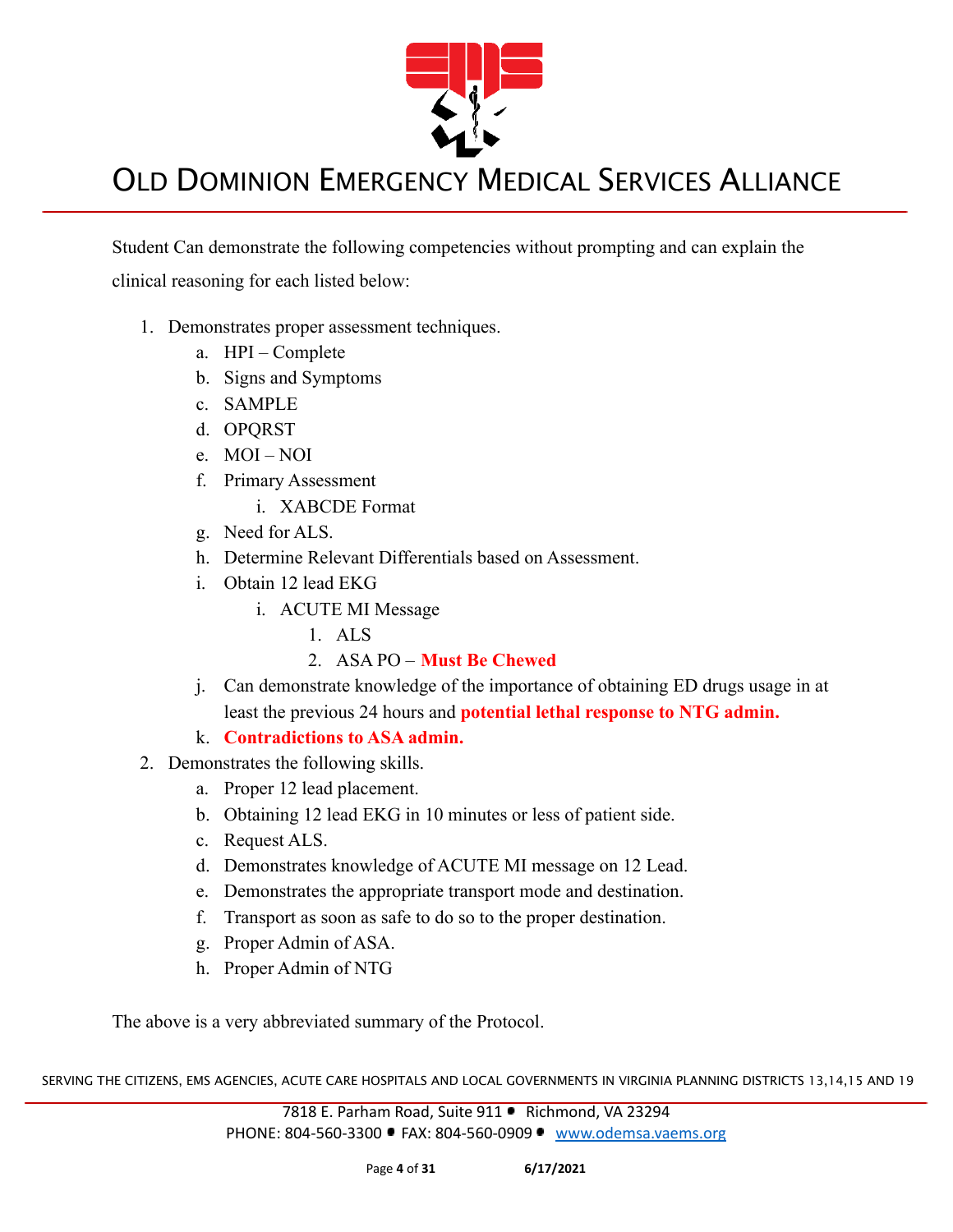Student Can demonstrate the following competencies without prompting and can explain the clinical reasoning for each listed below:

1. Demonstrates proper assessment techniques.
    a. HPI – Complete
    b. Signs and Symptoms
    c. SAMPLE
    d. OPQRST
    e. MOI – NOI
    f. Primary Assessment
        i. XABCDE Format
    g. Need for ALS.
    h. Determine Relevant Differentials based on Assessment.
    i. Obtain 12 lead EKG
        i. ACUTE MI Message
            1. ALS
            2. ASA PO – **Must Be Chewed**
    j. Can demonstrate knowledge of the importance of obtaining ED drugs usage in at least the previous 24 hours and **potential lethal response to NTG admin.**
    k. **Contradictions to ASA admin.**
2. Demonstrates the following skills.
    a. Proper 12 lead placement.
    b. Obtaining 12 lead EKG in 10 minutes or less of patient side.
    c. Request ALS.
    d. Demonstrates knowledge of ACUTE MI message on 12 Lead.
    e. Demonstrates the appropriate transport mode and destination.
    f. Transport as soon as safe to do so to the proper destination.
    g. Proper Admin of ASA.
    h. Proper Admin of NTG

The above is a very abbreviated summary of the Protocol.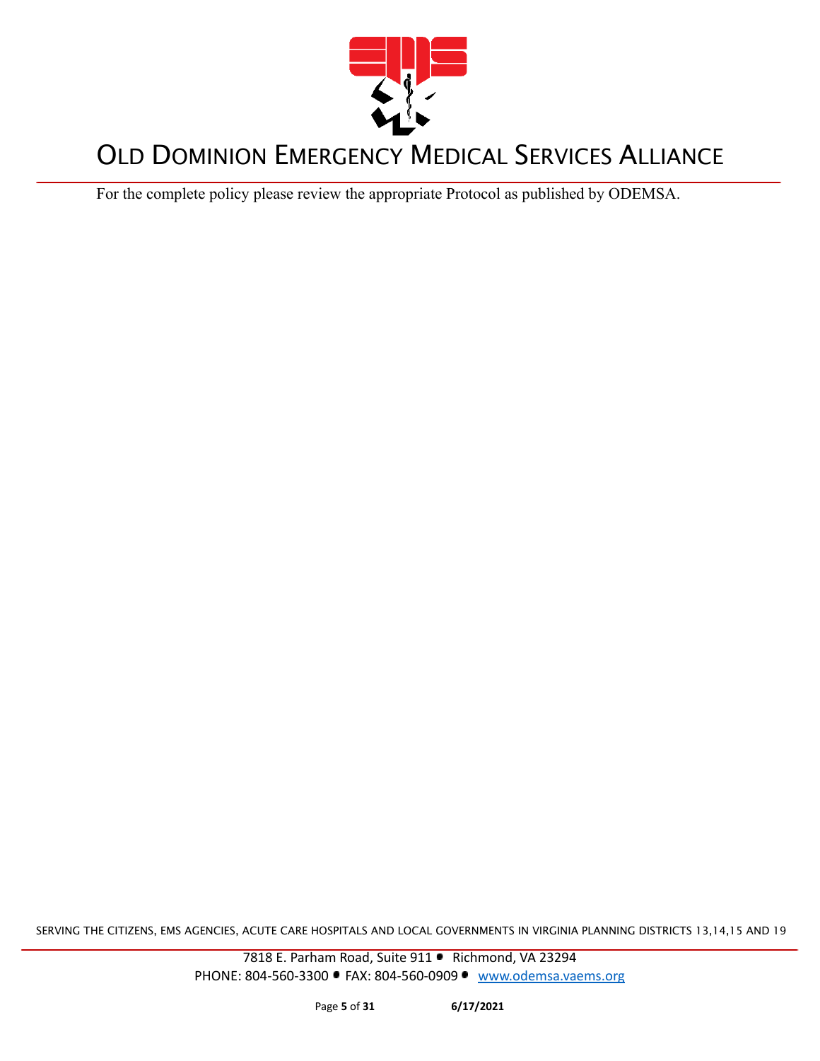For the complete policy please review the appropriate Protocol as published by ODEMSA.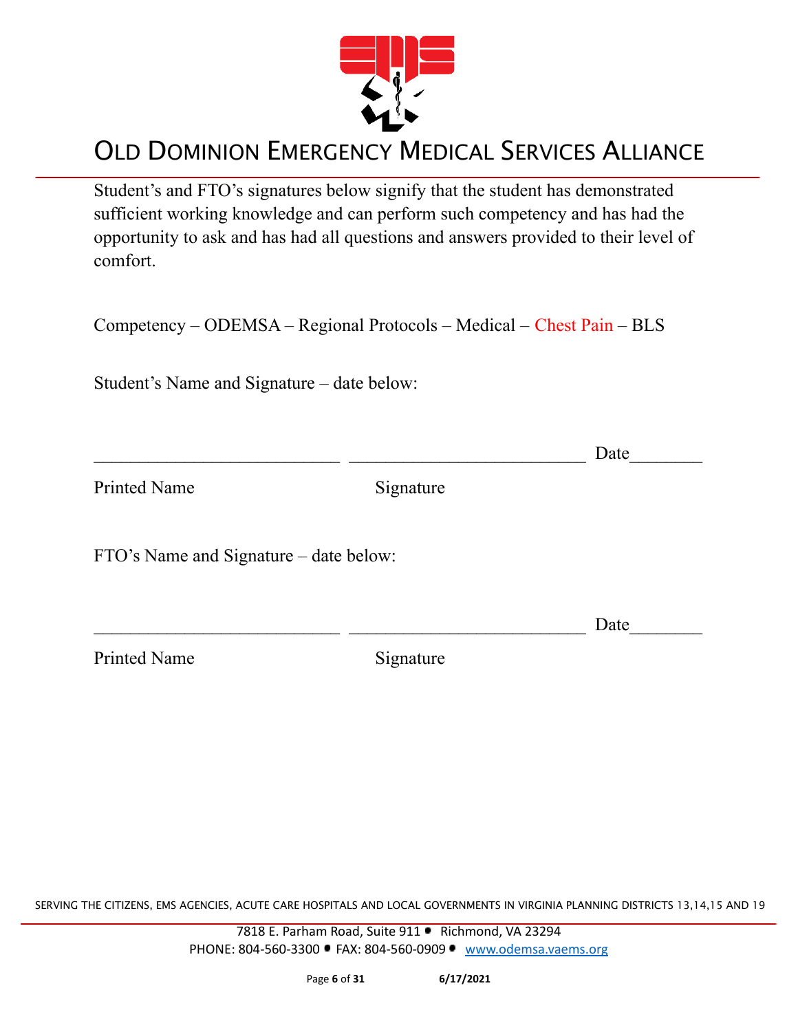Student's and FTO's signatures below signify that the student has demonstrated sufficient working knowledge and can perform such competency and has had the opportunity to ask and has had all questions and answers provided to their level of comfort.

Competency – ODEMSA – Regional Protocols – Medical – Chest Pain – BLS

Student's Name and Signature – date below:

___________________________ ___________________________ Date________

Printed Name                                        Signature

FTO's Name and Signature – date below:

___________________________ ___________________________ Date________

Printed Name                                        Signature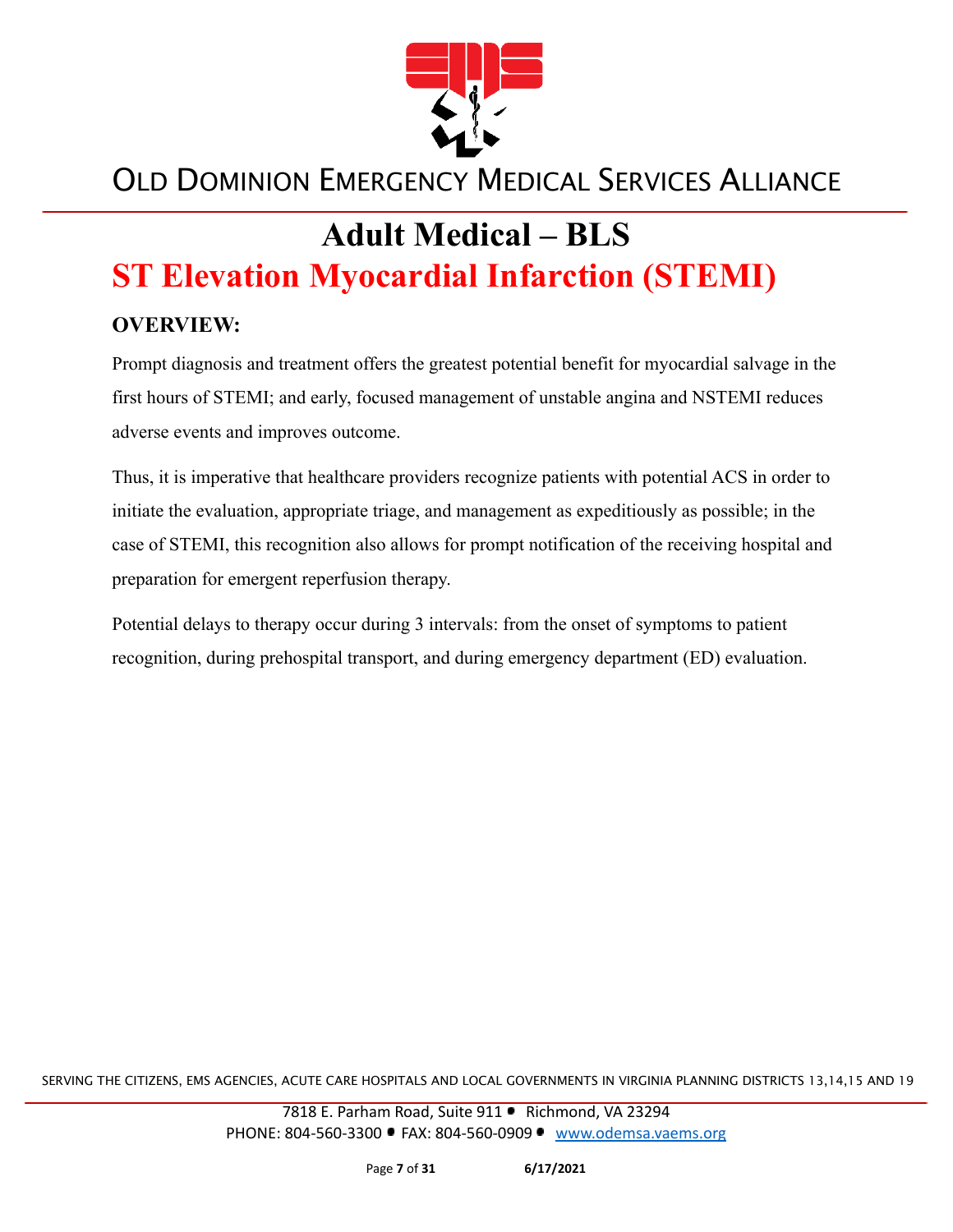# Adult Medical – BLS

# ST Elevation Myocardial Infarction (STEMI)

### OVERVIEW:

Prompt diagnosis and treatment offers the greatest potential benefit for myocardial salvage in the first hours of STEMI; and early, focused management of unstable angina and NSTEMI reduces adverse events and improves outcome.

Thus, it is imperative that healthcare providers recognize patients with potential ACS in order to initiate the evaluation, appropriate triage, and management as expeditiously as possible; in the case of STEMI, this recognition also allows for prompt notification of the receiving hospital and preparation for emergent reperfusion therapy.

Potential delays to therapy occur during 3 intervals: from the onset of symptoms to patient recognition, during prehospital transport, and during emergency department (ED) evaluation.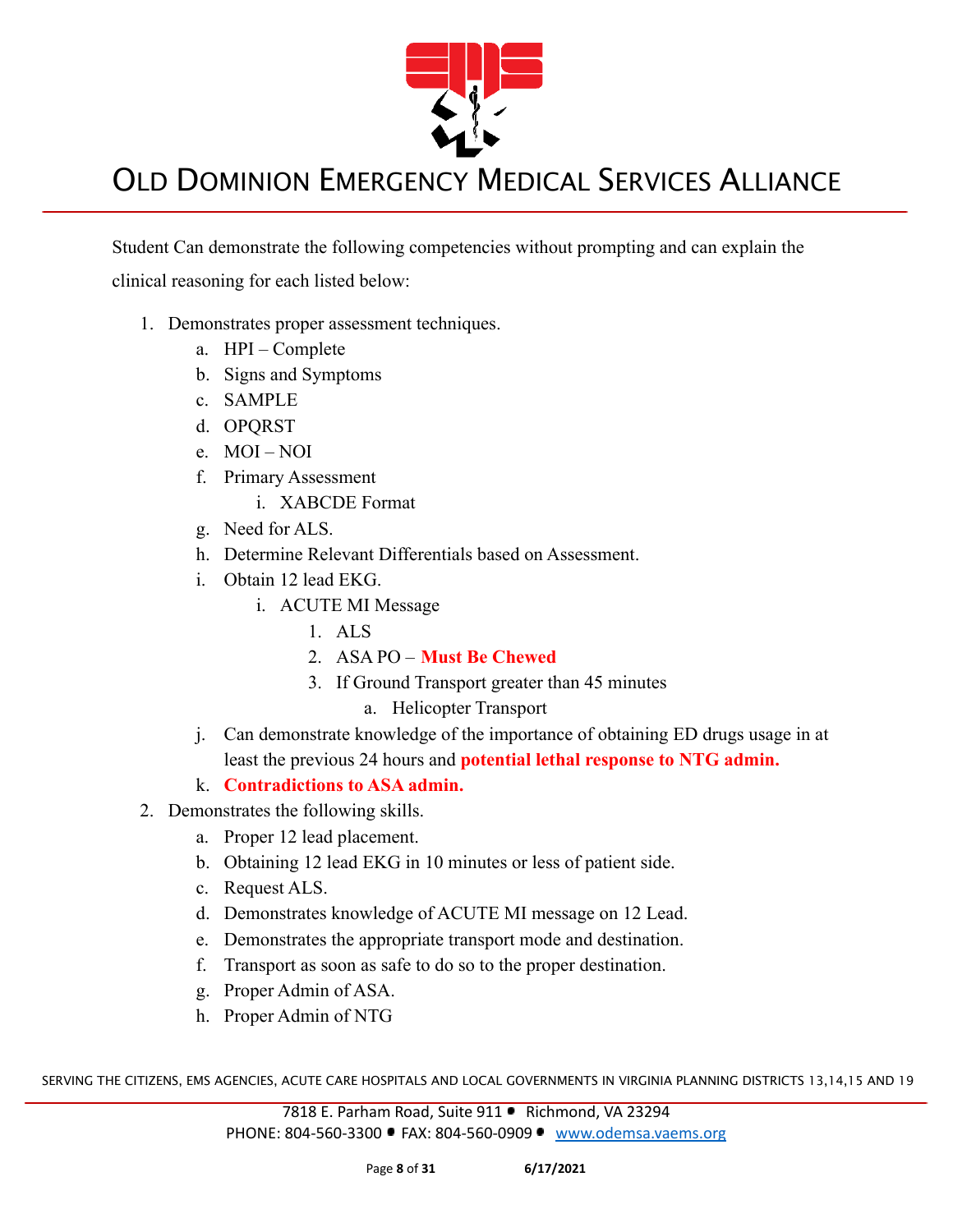Student Can demonstrate the following competencies without prompting and can explain the clinical reasoning for each listed below:

1. Demonstrates proper assessment techniques.
   a. HPI – Complete
   b. Signs and Symptoms
   c. SAMPLE
   d. OPQRST
   e. MOI – NOI
   f. Primary Assessment
      i. XABCDE Format
   g. Need for ALS.
   h. Determine Relevant Differentials based on Assessment.
   i. Obtain 12 lead EKG.
      i. ACUTE MI Message
         1. ALS
         2. ASA PO – **Must Be Chewed**
         3. If Ground Transport greater than 45 minutes
            a. Helicopter Transport
   j. Can demonstrate knowledge of the importance of obtaining ED drugs usage in at least the previous 24 hours and **potential lethal response to NTG admin.**
   k. **Contradictions to ASA admin.**
2. Demonstrates the following skills.
   a. Proper 12 lead placement.
   b. Obtaining 12 lead EKG in 10 minutes or less of patient side.
   c. Request ALS.
   d. Demonstrates knowledge of ACUTE MI message on 12 Lead.
   e. Demonstrates the appropriate transport mode and destination.
   f. Transport as soon as safe to do so to the proper destination.
   g. Proper Admin of ASA.
   h. Proper Admin of NTG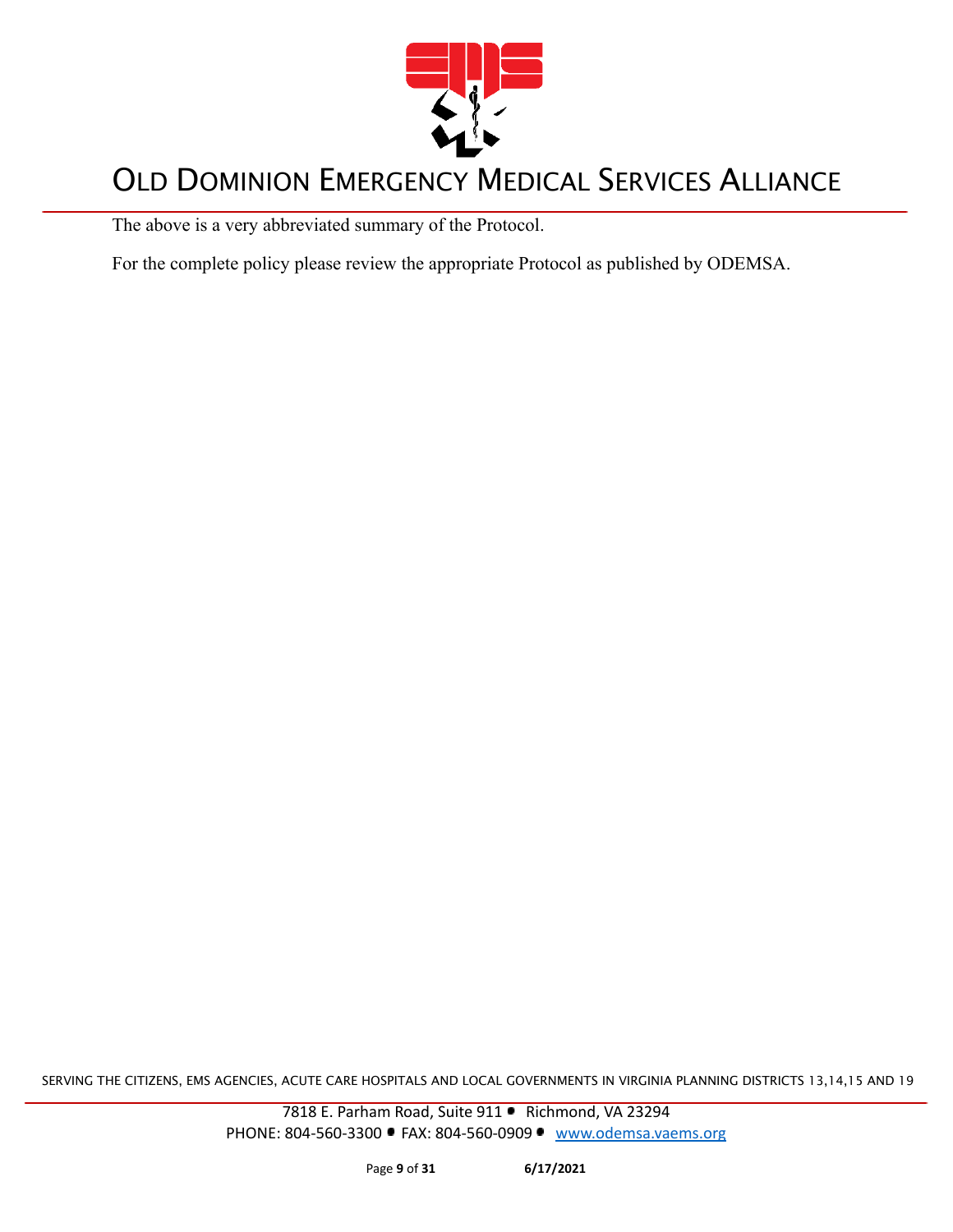The above is a very abbreviated summary of the Protocol.

For the complete policy please review the appropriate Protocol as published by ODEMSA.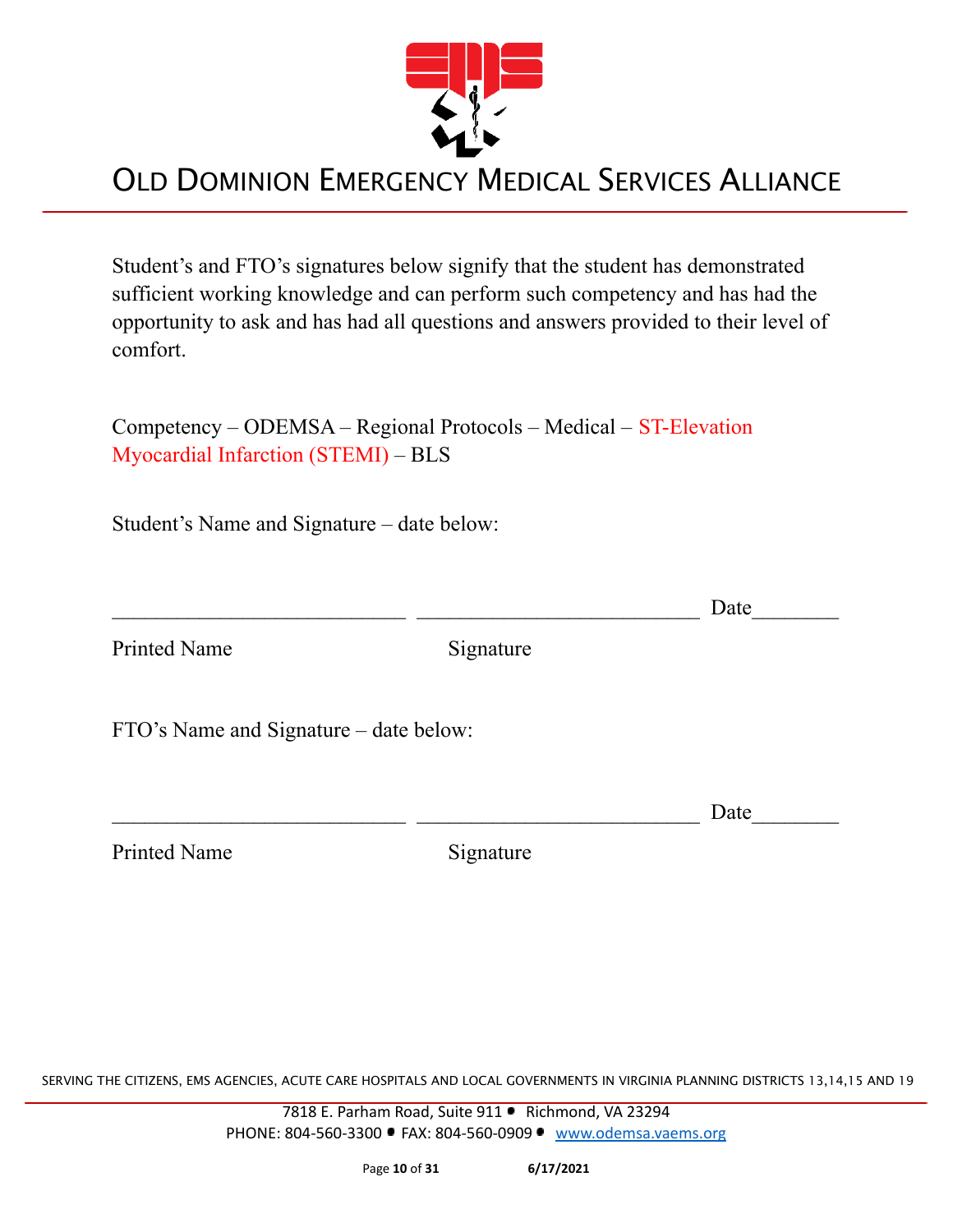Student's and FTO's signatures below signify that the student has demonstrated sufficient working knowledge and can perform such competency and has had the opportunity to ask and has had all questions and answers provided to their level of comfort.

Competency – ODEMSA – Regional Protocols – Medical – ST-Elevation Myocardial Infarction (STEMI) – BLS

Student's Name and Signature – date below:

___________________________ ___________________________ Date________

Printed Name Signature

FTO's Name and Signature – date below:

___________________________ ___________________________ Date________

Printed Name Signature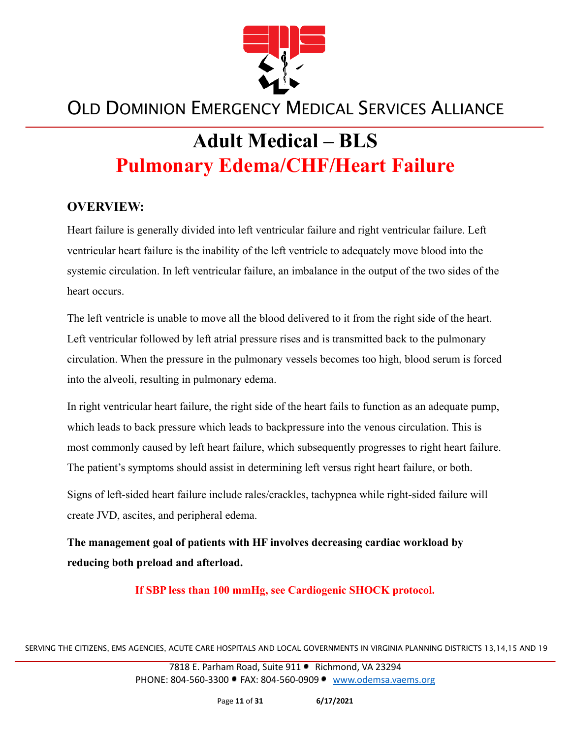# OLD DOMINION EMERGENCY MEDICAL SERVICES ALLIANCE

# Adult Medical – BLS

## Pulmonary Edema/CHF/Heart Failure

### OVERVIEW:

Heart failure is generally divided into left ventricular failure and right ventricular failure. Left ventricular heart failure is the inability of the left ventricle to adequately move blood into the systemic circulation. In left ventricular failure, an imbalance in the output of the two sides of the heart occurs.

The left ventricle is unable to move all the blood delivered to it from the right side of the heart. Left ventricular followed by left atrial pressure rises and is transmitted back to the pulmonary circulation. When the pressure in the pulmonary vessels becomes too high, blood serum is forced into the alveoli, resulting in pulmonary edema.

In right ventricular heart failure, the right side of the heart fails to function as an adequate pump, which leads to back pressure which leads to backpressure into the venous circulation. This is most commonly caused by left heart failure, which subsequently progresses to right heart failure. The patient's symptoms should assist in determining left versus right heart failure, or both.

Signs of left-sided heart failure include rales/crackles, tachypnea while right-sided failure will create JVD, ascites, and peripheral edema.

**The management goal of patients with HF involves decreasing cardiac workload by reducing both preload and afterload.**

**If SBP less than 100 mmHg, see Cardiogenic SHOCK protocol.**

SERVING THE CITIZENS, EMS AGENCIES, ACUTE CARE HOSPITALS AND LOCAL GOVERNMENTS IN VIRGINIA PLANNING DISTRICTS 13,14,15 AND 19

7818 E. Parham Road, Suite 911 • Richmond, VA 23294
PHONE: 804-560-3300 • FAX: 804-560-0909 • www.odemsa.vaems.org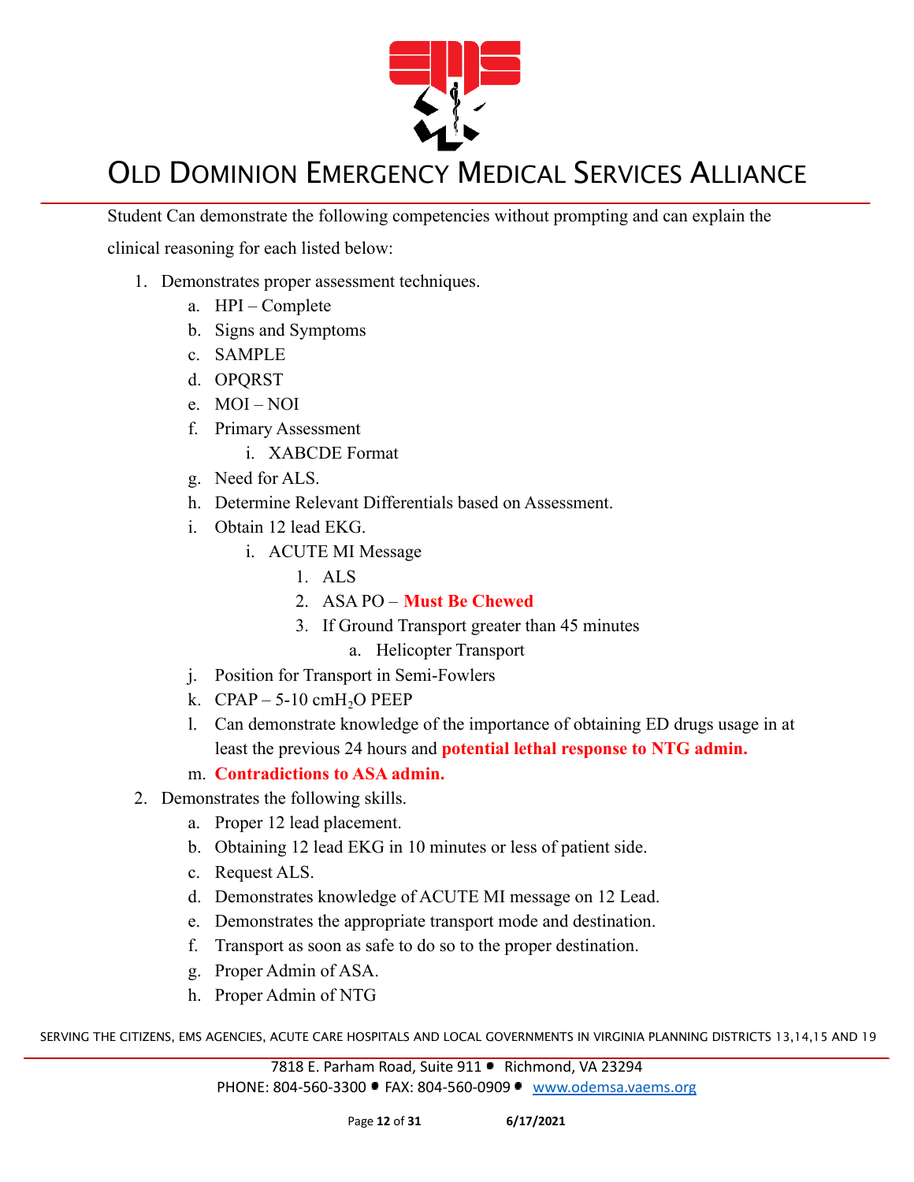Student Can demonstrate the following competencies without prompting and can explain the clinical reasoning for each listed below:

1. Demonstrates proper assessment techniques.
   a. HPI – Complete
   b. Signs and Symptoms
   c. SAMPLE
   d. OPQRST
   e. MOI – NOI
   f. Primary Assessment
      i. XABCDE Format
   g. Need for ALS.
   h. Determine Relevant Differentials based on Assessment.
   i. Obtain 12 lead EKG.
      i. ACUTE MI Message
         1. ALS
         2. ASA PO – **Must Be Chewed**
         3. If Ground Transport greater than 45 minutes
            a. Helicopter Transport
   j. Position for Transport in Semi-Fowlers
   k. CPAP – 5-10 cm$H_2O$ PEEP
   l. Can demonstrate knowledge of the importance of obtaining ED drugs usage in at least the previous 24 hours and **potential lethal response to NTG admin.**
   m. **Contradictions to ASA admin.**
2. Demonstrates the following skills.
   a. Proper 12 lead placement.
   b. Obtaining 12 lead EKG in 10 minutes or less of patient side.
   c. Request ALS.
   d. Demonstrates knowledge of ACUTE MI message on 12 Lead.
   e. Demonstrates the appropriate transport mode and destination.
   f. Transport as soon as safe to do so to the proper destination.
   g. Proper Admin of ASA.
   h. Proper Admin of NTG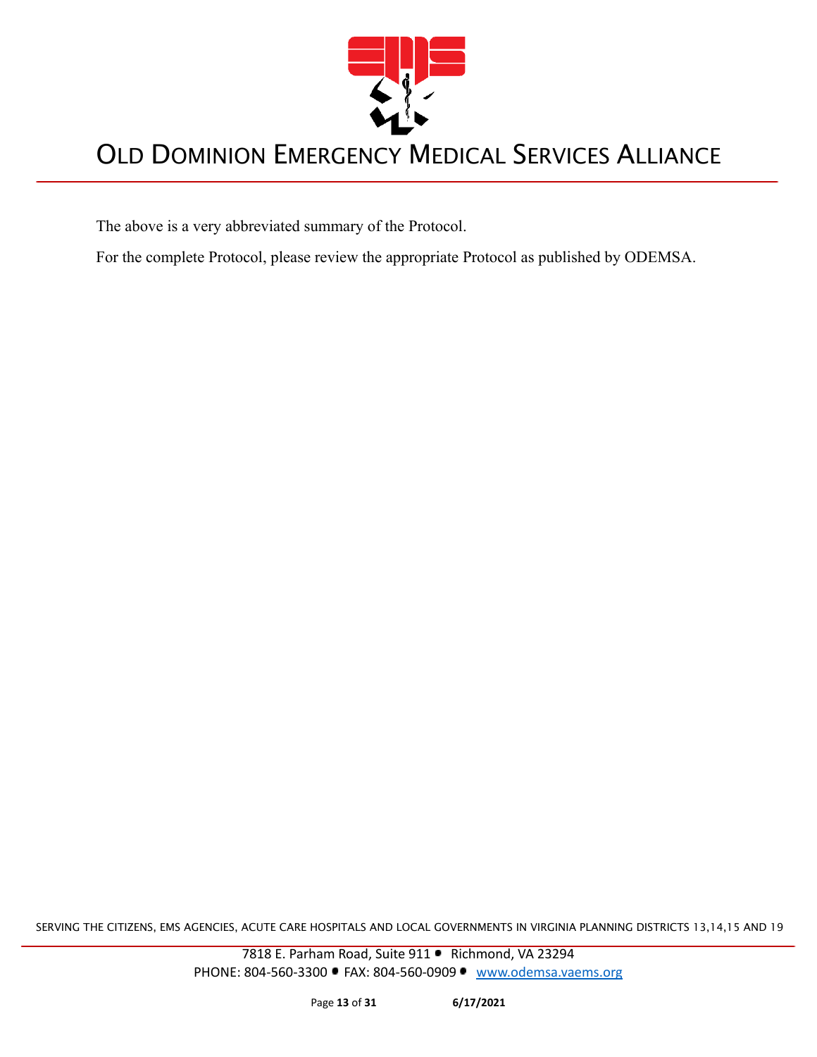The above is a very abbreviated summary of the Protocol.

For the complete Protocol, please review the appropriate Protocol as published by ODEMSA.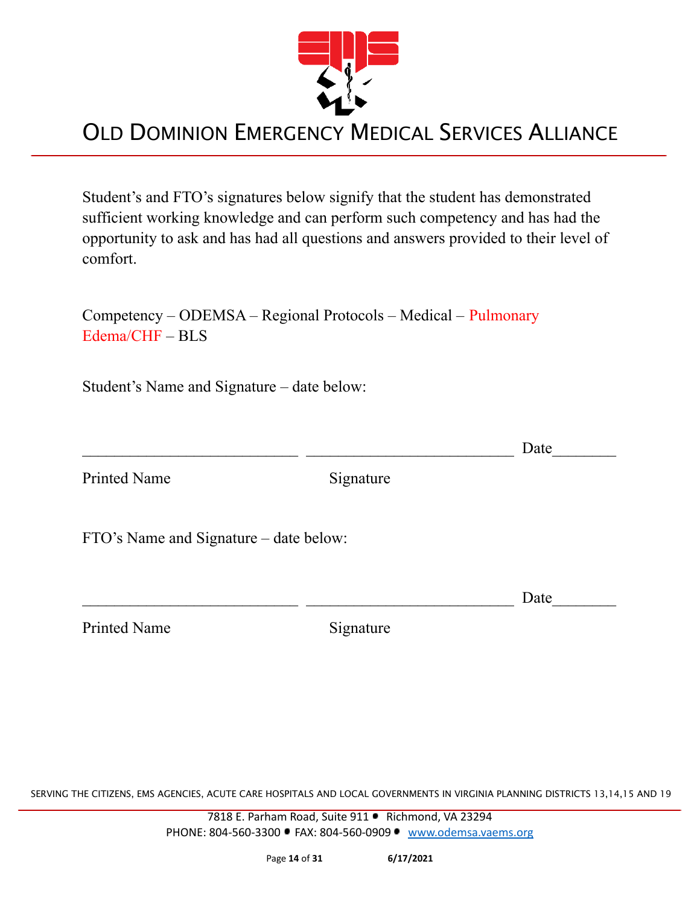# OLD DOMINION EMERGENCY MEDICAL SERVICES ALLIANCE

Student's and FTO's signatures below signify that the student has demonstrated sufficient working knowledge and can perform such competency and has had the opportunity to ask and has had all questions and answers provided to their level of comfort.

Competency – ODEMSA – Regional Protocols – Medical – Pulmonary Edema/CHF – BLS

Student's Name and Signature – date below:

\_\_\_\_\_\_\_\_\_\_\_\_\_\_\_\_\_\_\_\_\_\_\_\_\_\_\_ \_\_\_\_\_\_\_\_\_\_\_\_\_\_\_\_\_\_\_\_\_\_\_\_\_\_ Date\_\_\_\_\_\_\_\_

Printed Name Signature

FTO's Name and Signature – date below:

\_\_\_\_\_\_\_\_\_\_\_\_\_\_\_\_\_\_\_\_\_\_\_\_\_\_\_ \_\_\_\_\_\_\_\_\_\_\_\_\_\_\_\_\_\_\_\_\_\_\_\_\_\_ Date\_\_\_\_\_\_\_\_

Printed Name Signature

SERVING THE CITIZENS, EMS AGENCIES, ACUTE CARE HOSPITALS AND LOCAL GOVERNMENTS IN VIRGINIA PLANNING DISTRICTS 13,14,15 AND 19

7818 E. Parham Road, Suite 911 • Richmond, VA 23294
PHONE: 804-560-3300 • FAX: 804-560-0909 • www.odemsa.vaems.org

6/17/2021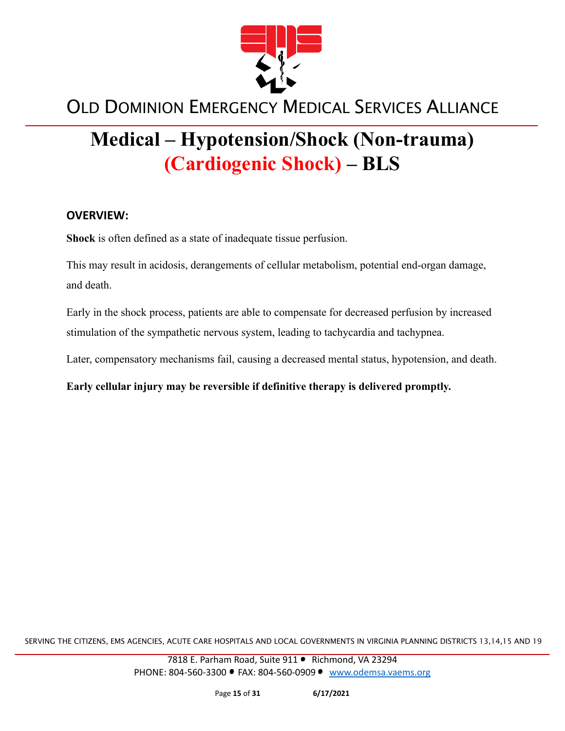OLD DOMINION EMERGENCY MEDICAL SERVICES ALLIANCE

# Medical – Hypotension/Shock (Non-trauma) (Cardiogenic Shock) – BLS

## OVERVIEW:

**Shock** is often defined as a state of inadequate tissue perfusion.

This may result in acidosis, derangements of cellular metabolism, potential end-organ damage, and death.

Early in the shock process, patients are able to compensate for decreased perfusion by increased stimulation of the sympathetic nervous system, leading to tachycardia and tachypnea.

Later, compensatory mechanisms fail, causing a decreased mental status, hypotension, and death.

**Early cellular injury may be reversible if definitive therapy is delivered promptly.**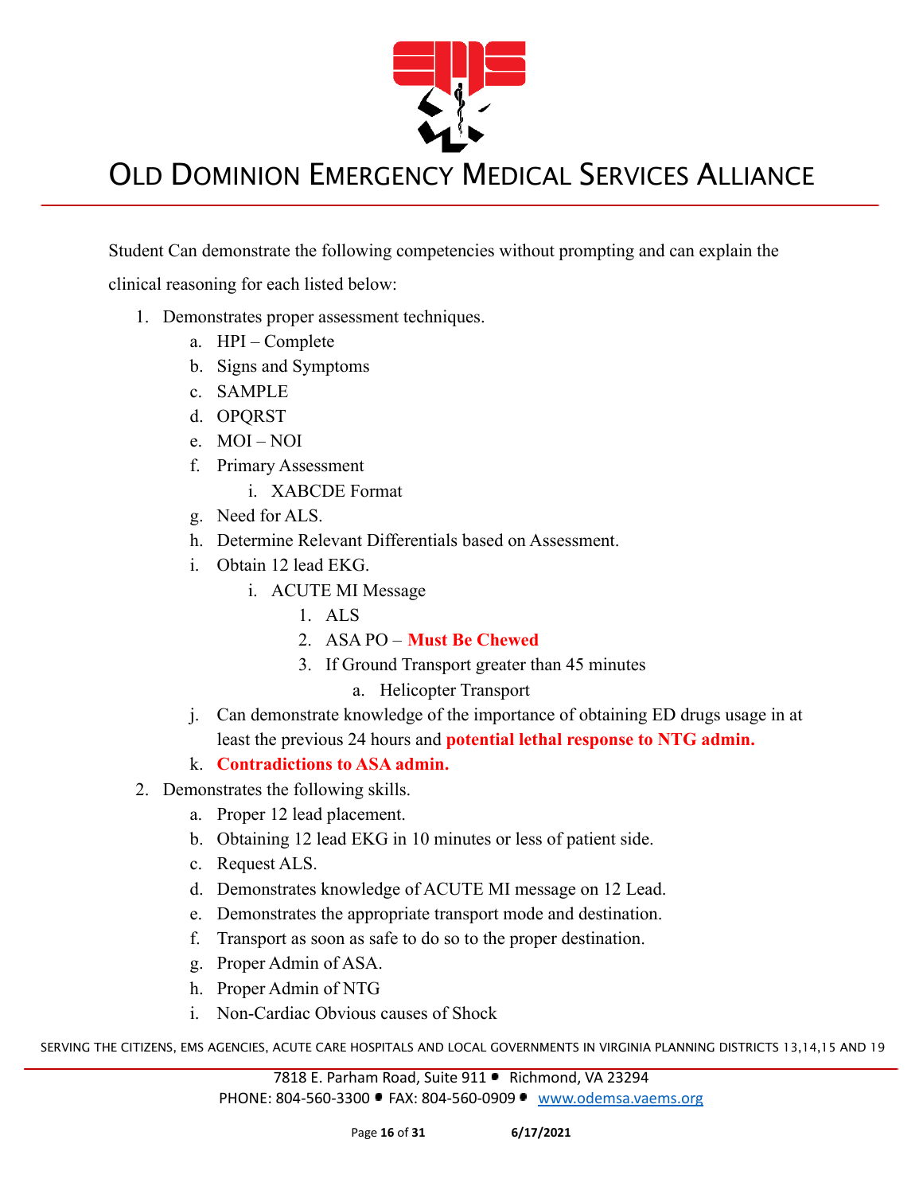Student Can demonstrate the following competencies without prompting and can explain the clinical reasoning for each listed below:

1. Demonstrates proper assessment techniques.
    a. HPI – Complete
    b. Signs and Symptoms
    c. SAMPLE
    d. OPQRST
    e. MOI – NOI
    f. Primary Assessment
        i. XABCDE Format
    g. Need for ALS.
    h. Determine Relevant Differentials based on Assessment.
    i. Obtain 12 lead EKG.
        i. ACUTE MI Message
            1. ALS
            2. ASA PO – **Must Be Chewed**
            3. If Ground Transport greater than 45 minutes
                a. Helicopter Transport
    j. Can demonstrate knowledge of the importance of obtaining ED drugs usage in at least the previous 24 hours and **potential lethal response to NTG admin.**
    k. **Contradictions to ASA admin.**
2. Demonstrates the following skills.
    a. Proper 12 lead placement.
    b. Obtaining 12 lead EKG in 10 minutes or less of patient side.
    c. Request ALS.
    d. Demonstrates knowledge of ACUTE MI message on 12 Lead.
    e. Demonstrates the appropriate transport mode and destination.
    f. Transport as soon as safe to do so to the proper destination.
    g. Proper Admin of ASA.
    h. Proper Admin of NTG
    i. Non-Cardiac Obvious causes of Shock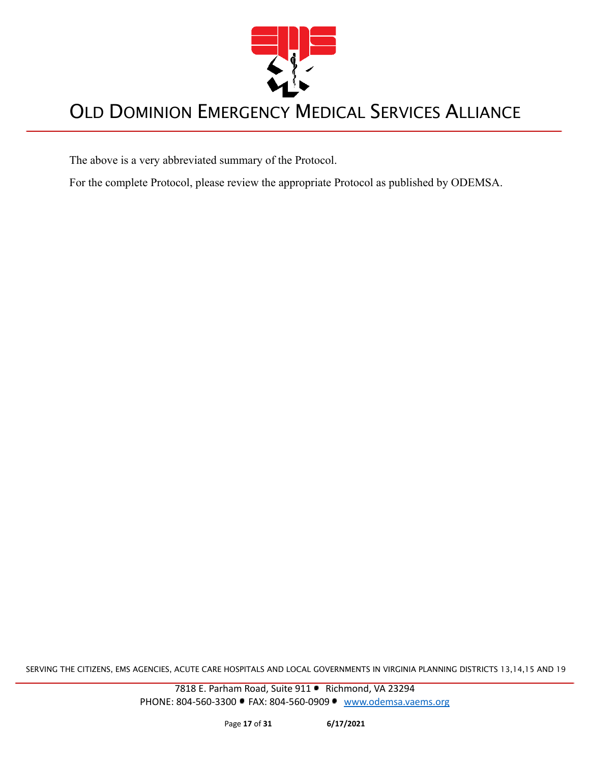The above is a very abbreviated summary of the Protocol.

For the complete Protocol, please review the appropriate Protocol as published by ODEMSA.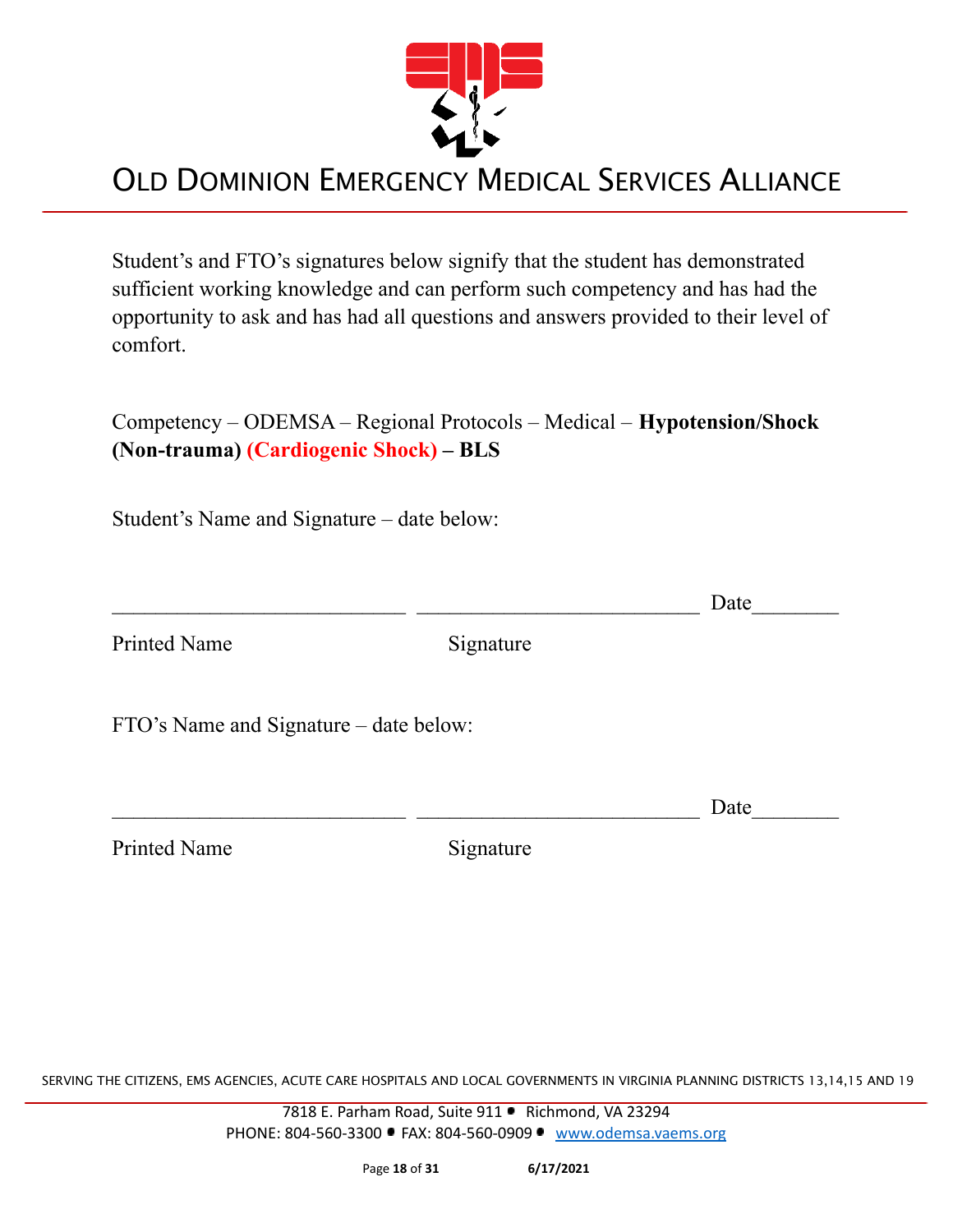Student's and FTO's signatures below signify that the student has demonstrated sufficient working knowledge and can perform such competency and has had the opportunity to ask and has had all questions and answers provided to their level of comfort.

Competency – ODEMSA – Regional Protocols – Medical – **Hypotension/Shock (Non-trauma) (Cardiogenic Shock) – BLS**

Student's Name and Signature – date below:

___________________________ ___________________________ Date________

Printed Name Signature

FTO's Name and Signature – date below:

___________________________ ___________________________ Date________

Printed Name Signature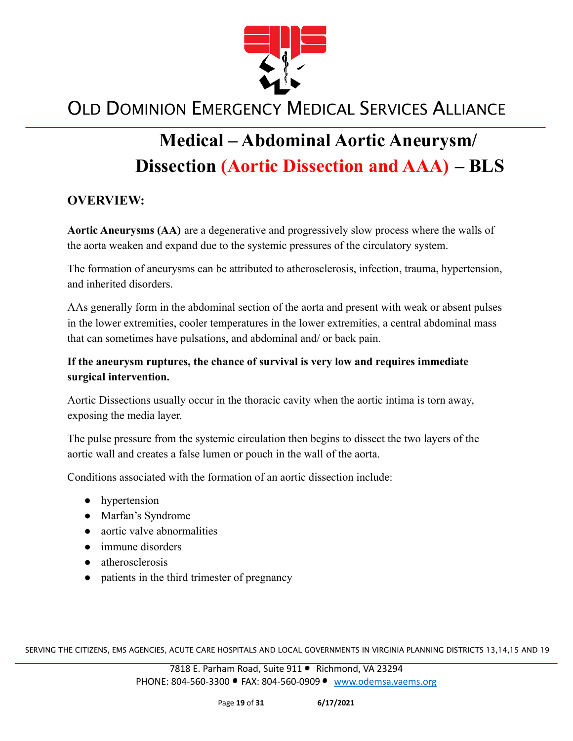# OLD DOMINION EMERGENCY MEDICAL SERVICES ALLIANCE

## Medical – Abdominal Aortic Aneurysm/ Dissection (Aortic Dissection and AAA) – BLS

### OVERVIEW:

**Aortic Aneurysms (AA)** are a degenerative and progressively slow process where the walls of the aorta weaken and expand due to the systemic pressures of the circulatory system.

The formation of aneurysms can be attributed to atherosclerosis, infection, trauma, hypertension, and inherited disorders.

AAs generally form in the abdominal section of the aorta and present with weak or absent pulses in the lower extremities, cooler temperatures in the lower extremities, a central abdominal mass that can sometimes have pulsations, and abdominal and/ or back pain.

**If the aneurysm ruptures, the chance of survival is very low and requires immediate surgical intervention.**

Aortic Dissections usually occur in the thoracic cavity when the aortic intima is torn away, exposing the media layer.

The pulse pressure from the systemic circulation then begins to dissect the two layers of the aortic wall and creates a false lumen or pouch in the wall of the aorta.

Conditions associated with the formation of an aortic dissection include:

- hypertension
- Marfan's Syndrome
- aortic valve abnormalities
- immune disorders
- atherosclerosis
- patients in the third trimester of pregnancy

SERVING THE CITIZENS, EMS AGENCIES, ACUTE CARE HOSPITALS AND LOCAL GOVERNMENTS IN VIRGINIA PLANNING DISTRICTS 13,14,15 AND 19

7818 E. Parham Road, Suite 911 • Richmond, VA 23294
PHONE: 804-560-3300 • FAX: 804-560-0909 • www.odemsa.vaems.org

6/17/2021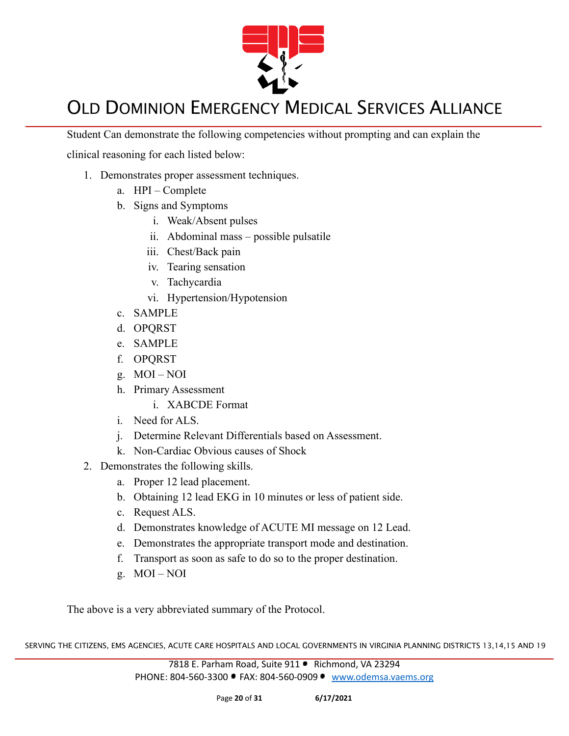Student Can demonstrate the following competencies without prompting and can explain the clinical reasoning for each listed below:

1. Demonstrates proper assessment techniques.
   a. HPI – Complete
   b. Signs and Symptoms
      i. Weak/Absent pulses
      ii. Abdominal mass – possible pulsatile
      iii. Chest/Back pain
      iv. Tearing sensation
      v. Tachycardia
      vi. Hypertension/Hypotension
   c. SAMPLE
   d. OPQRST
   e. SAMPLE
   f. OPQRST
   g. MOI – NOI
   h. Primary Assessment
      i. XABCDE Format
   i. Need for ALS.
   j. Determine Relevant Differentials based on Assessment.
   k. Non-Cardiac Obvious causes of Shock
2. Demonstrates the following skills.
   a. Proper 12 lead placement.
   b. Obtaining 12 lead EKG in 10 minutes or less of patient side.
   c. Request ALS.
   d. Demonstrates knowledge of ACUTE MI message on 12 Lead.
   e. Demonstrates the appropriate transport mode and destination.
   f. Transport as soon as safe to do so to the proper destination.
   g. MOI – NOI

The above is a very abbreviated summary of the Protocol.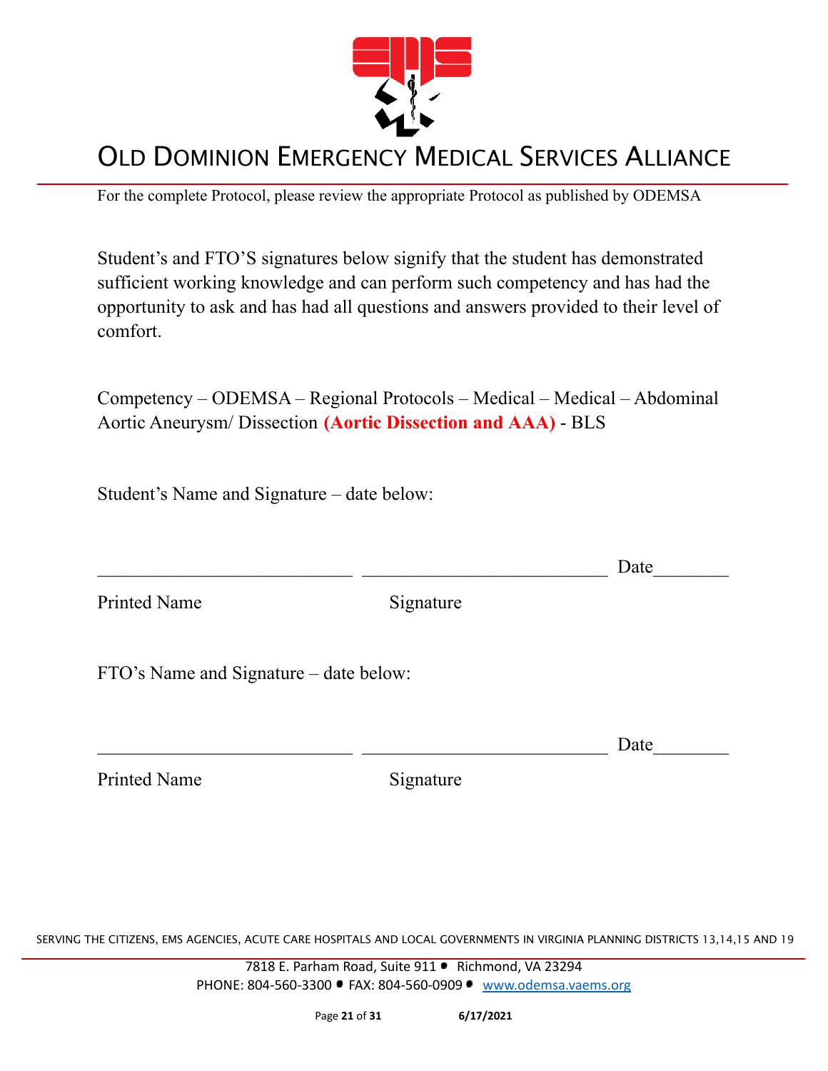For the complete Protocol, please review the appropriate Protocol as published by ODEMSA

Student's and FTO'S signatures below signify that the student has demonstrated sufficient working knowledge and can perform such competency and has had the opportunity to ask and has had all questions and answers provided to their level of comfort.

Competency – ODEMSA – Regional Protocols – Medical – Medical – Abdominal Aortic Aneurysm/ Dissection **(Aortic Dissection and AAA)** - BLS

Student's Name and Signature – date below:

___________________________ __________________________ Date________

Printed Name Signature

FTO's Name and Signature – date below:

___________________________ __________________________ Date________

Printed Name Signature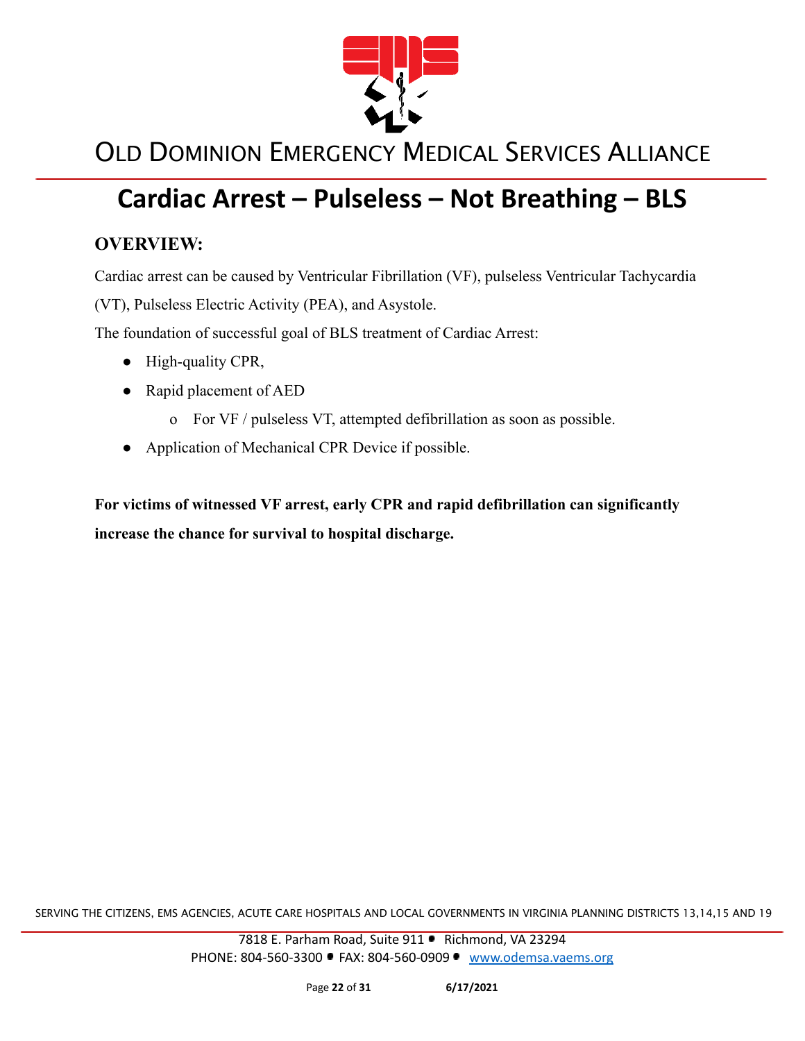# Cardiac Arrest – Pulseless – Not Breathing – BLS

## OVERVIEW:

Cardiac arrest can be caused by Ventricular Fibrillation (VF), pulseless Ventricular Tachycardia (VT), Pulseless Electric Activity (PEA), and Asystole.

The foundation of successful goal of BLS treatment of Cardiac Arrest:

- High-quality CPR,
- Rapid placement of AED
  - For VF / pulseless VT, attempted defibrillation as soon as possible.
- Application of Mechanical CPR Device if possible.

**For victims of witnessed VF arrest, early CPR and rapid defibrillation can significantly increase the chance for survival to hospital discharge.**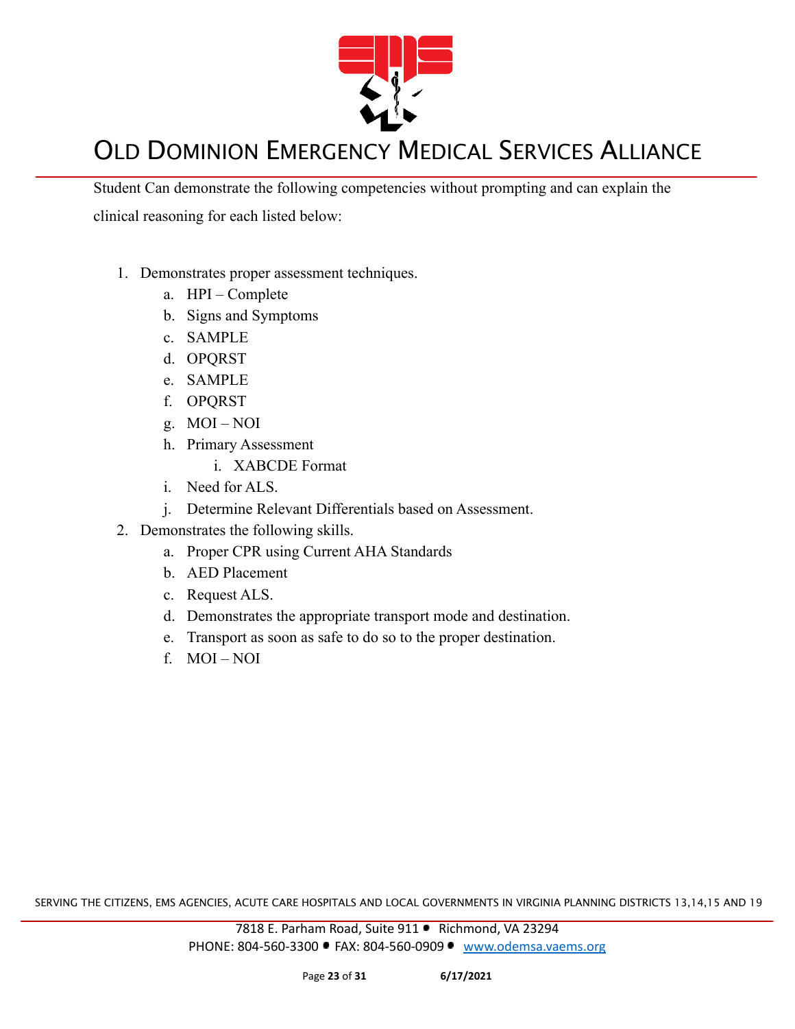Student Can demonstrate the following competencies without prompting and can explain the clinical reasoning for each listed below:

1. Demonstrates proper assessment techniques.
    a. HPI – Complete
    b. Signs and Symptoms
    c. SAMPLE
    d. OPQRST
    e. SAMPLE
    f. OPQRST
    g. MOI – NOI
    h. Primary Assessment
        i. XABCDE Format
    i. Need for ALS.
    j. Determine Relevant Differentials based on Assessment.
2. Demonstrates the following skills.
    a. Proper CPR using Current AHA Standards
    b. AED Placement
    c. Request ALS.
    d. Demonstrates the appropriate transport mode and destination.
    e. Transport as soon as safe to do so to the proper destination.
    f. MOI – NOI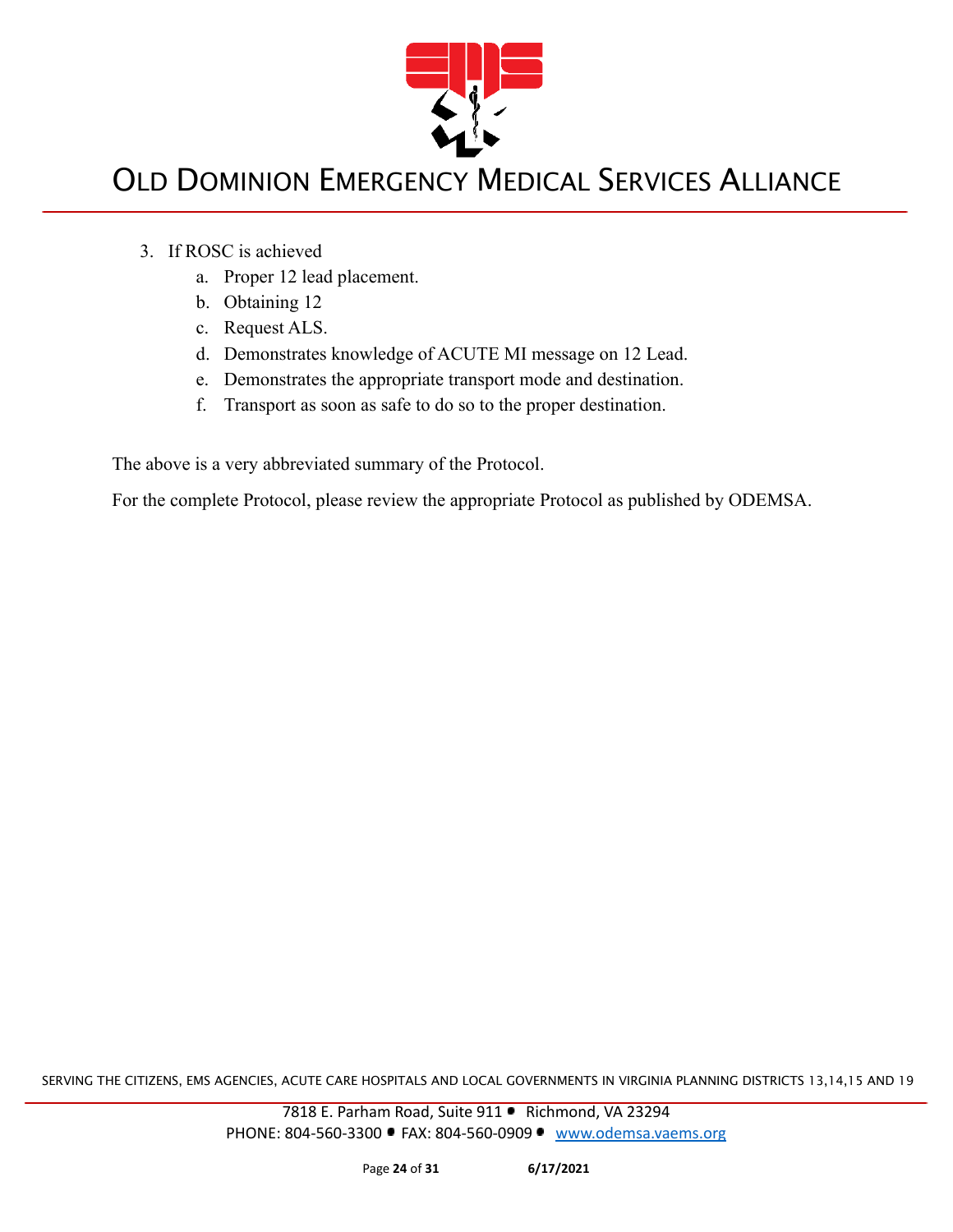3. If ROSC is achieved
    a. Proper 12 lead placement.
    b. Obtaining 12
    c. Request ALS.
    d. Demonstrates knowledge of ACUTE MI message on 12 Lead.
    e. Demonstrates the appropriate transport mode and destination.
    f. Transport as soon as safe to do so to the proper destination.

The above is a very abbreviated summary of the Protocol.

For the complete Protocol, please review the appropriate Protocol as published by ODEMSA.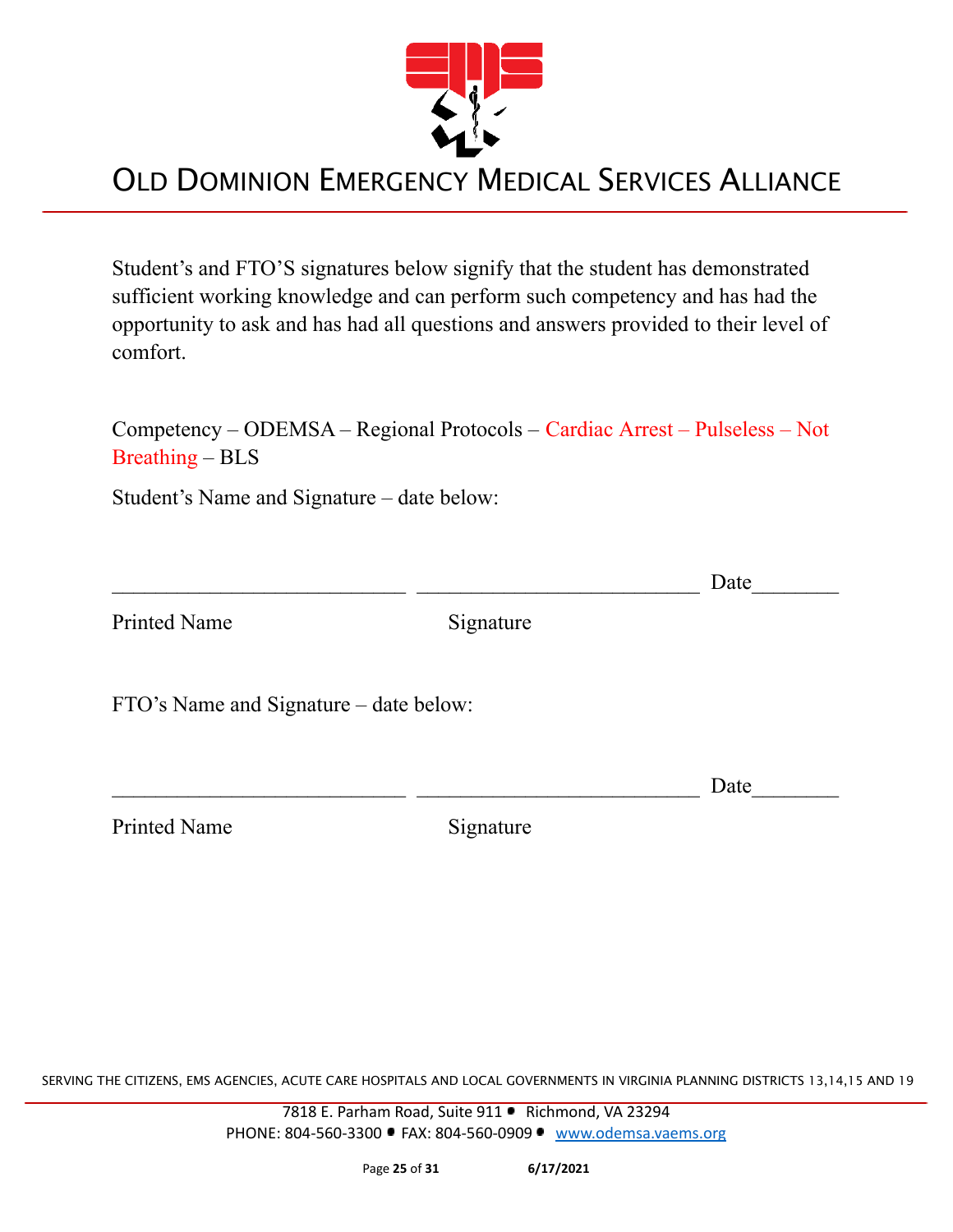# OLD DOMINION EMERGENCY MEDICAL SERVICES ALLIANCE

Student's and FTO'S signatures below signify that the student has demonstrated sufficient working knowledge and can perform such competency and has had the opportunity to ask and has had all questions and answers provided to their level of comfort.

Competency – ODEMSA – Regional Protocols – Cardiac Arrest – Pulseless – Not Breathing – BLS

Student's Name and Signature – date below:

___________________________ ___________________________ Date________

Printed Name Signature

FTO's Name and Signature – date below:

___________________________ ___________________________ Date________

Printed Name Signature

SERVING THE CITIZENS, EMS AGENCIES, ACUTE CARE HOSPITALS AND LOCAL GOVERNMENTS IN VIRGINIA PLANNING DISTRICTS 13,14,15 AND 19

7818 E. Parham Road, Suite 911 • Richmond, VA 23294
PHONE: 804-560-3300 • FAX: 804-560-0909 • www.odemsa.vaems.org

6/17/2021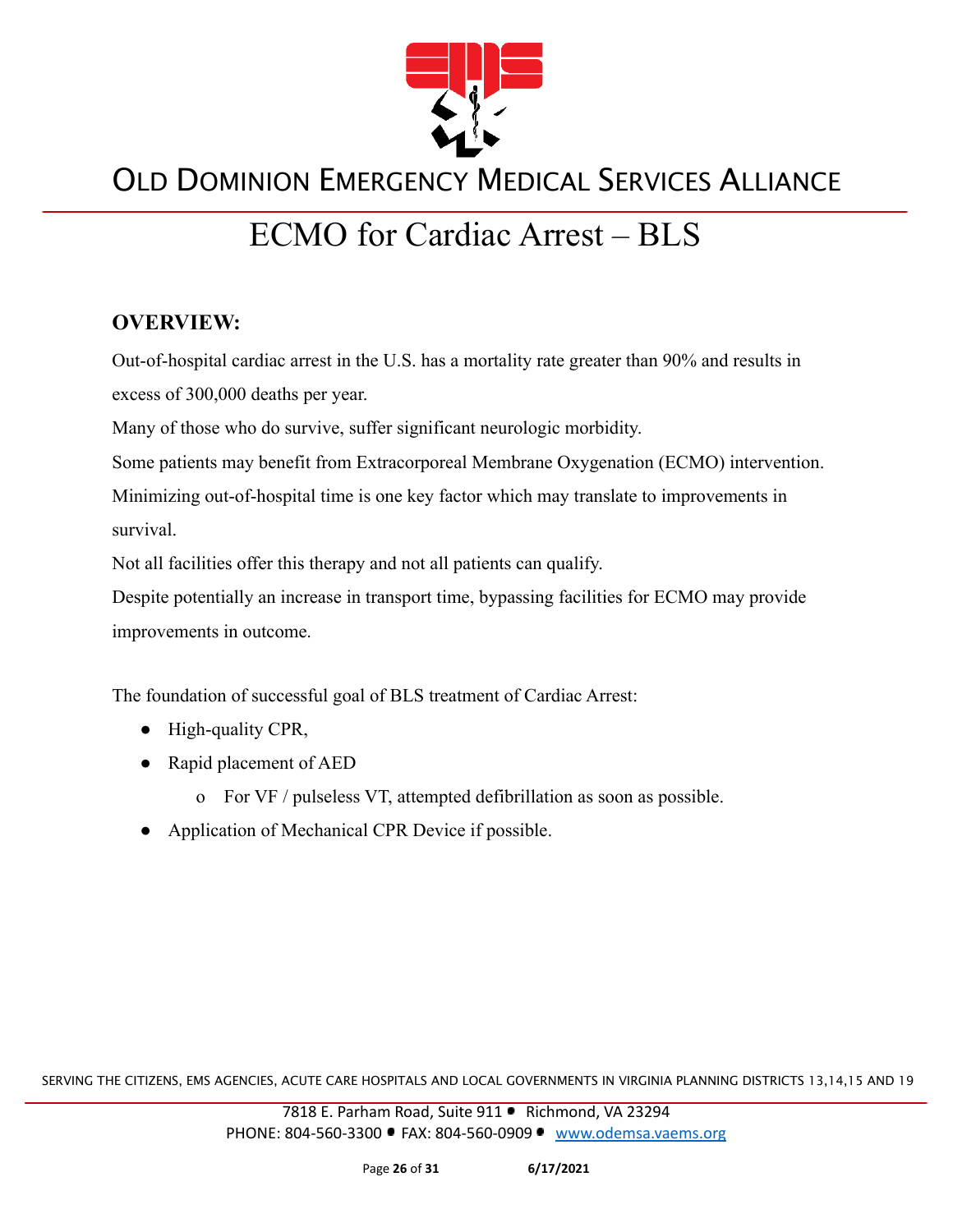# ECMO for Cardiac Arrest – BLS

## OVERVIEW:

Out-of-hospital cardiac arrest in the U.S. has a mortality rate greater than 90% and results in excess of 300,000 deaths per year.

Many of those who do survive, suffer significant neurologic morbidity.

Some patients may benefit from Extracorporeal Membrane Oxygenation (ECMO) intervention.

Minimizing out-of-hospital time is one key factor which may translate to improvements in survival.

Not all facilities offer this therapy and not all patients can qualify.

Despite potentially an increase in transport time, bypassing facilities for ECMO may provide improvements in outcome.

The foundation of successful goal of BLS treatment of Cardiac Arrest:

- High-quality CPR,
- Rapid placement of AED
  - For VF / pulseless VT, attempted defibrillation as soon as possible.
- Application of Mechanical CPR Device if possible.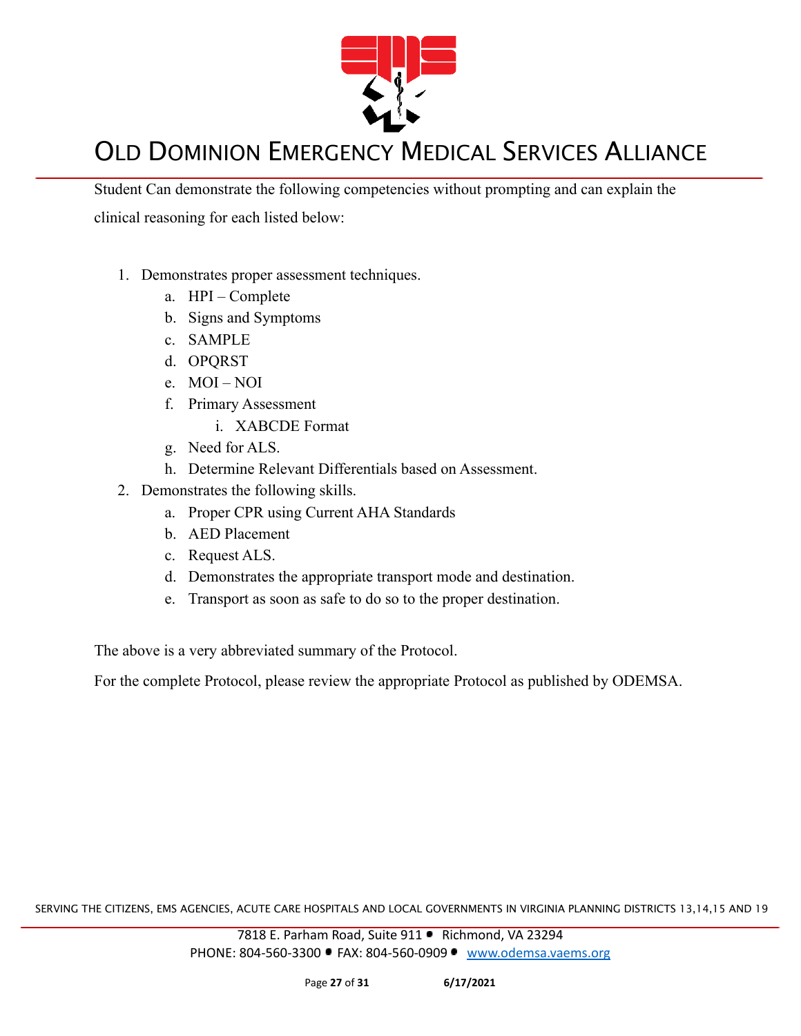Student Can demonstrate the following competencies without prompting and can explain the clinical reasoning for each listed below:

1. Demonstrates proper assessment techniques.
   a. HPI – Complete
   b. Signs and Symptoms
   c. SAMPLE
   d. OPQRST
   e. MOI – NOI
   f. Primary Assessment
      i. XABCDE Format
   g. Need for ALS.
   h. Determine Relevant Differentials based on Assessment.
2. Demonstrates the following skills.
   a. Proper CPR using Current AHA Standards
   b. AED Placement
   c. Request ALS.
   d. Demonstrates the appropriate transport mode and destination.
   e. Transport as soon as safe to do so to the proper destination.

The above is a very abbreviated summary of the Protocol.

For the complete Protocol, please review the appropriate Protocol as published by ODEMSA.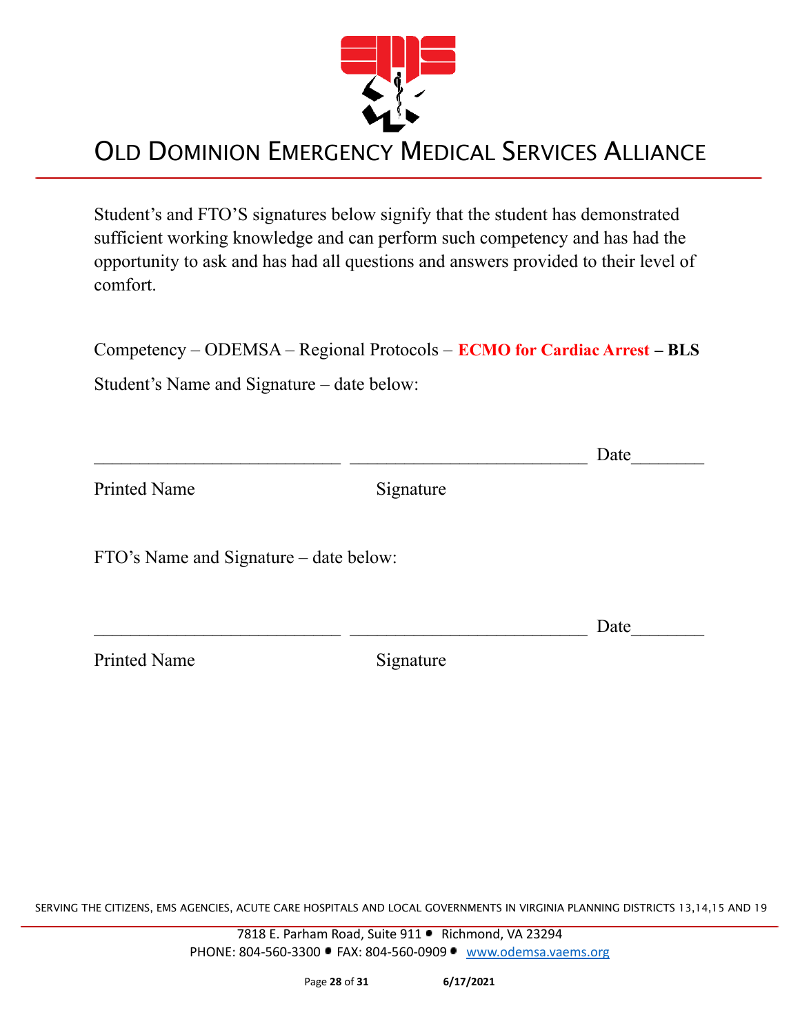# OLD DOMINION EMERGENCY MEDICAL SERVICES ALLIANCE

Student's and FTO'S signatures below signify that the student has demonstrated sufficient working knowledge and can perform such competency and has had the opportunity to ask and has had all questions and answers provided to their level of comfort.

Competency – ODEMSA – Regional Protocols – **ECMO for Cardiac Arrest – BLS**

Student's Name and Signature – date below:

___________________________ ___________________________ Date________

Printed Name                                        Signature

FTO's Name and Signature – date below:

___________________________ ___________________________ Date________

Printed Name                                        Signature

SERVING THE CITIZENS, EMS AGENCIES, ACUTE CARE HOSPITALS AND LOCAL GOVERNMENTS IN VIRGINIA PLANNING DISTRICTS 13,14,15 AND 19

7818 E. Parham Road, Suite 911 • Richmond, VA 23294
PHONE: 804-560-3300 • FAX: 804-560-0909 • www.odemsa.vaems.org

6/17/2021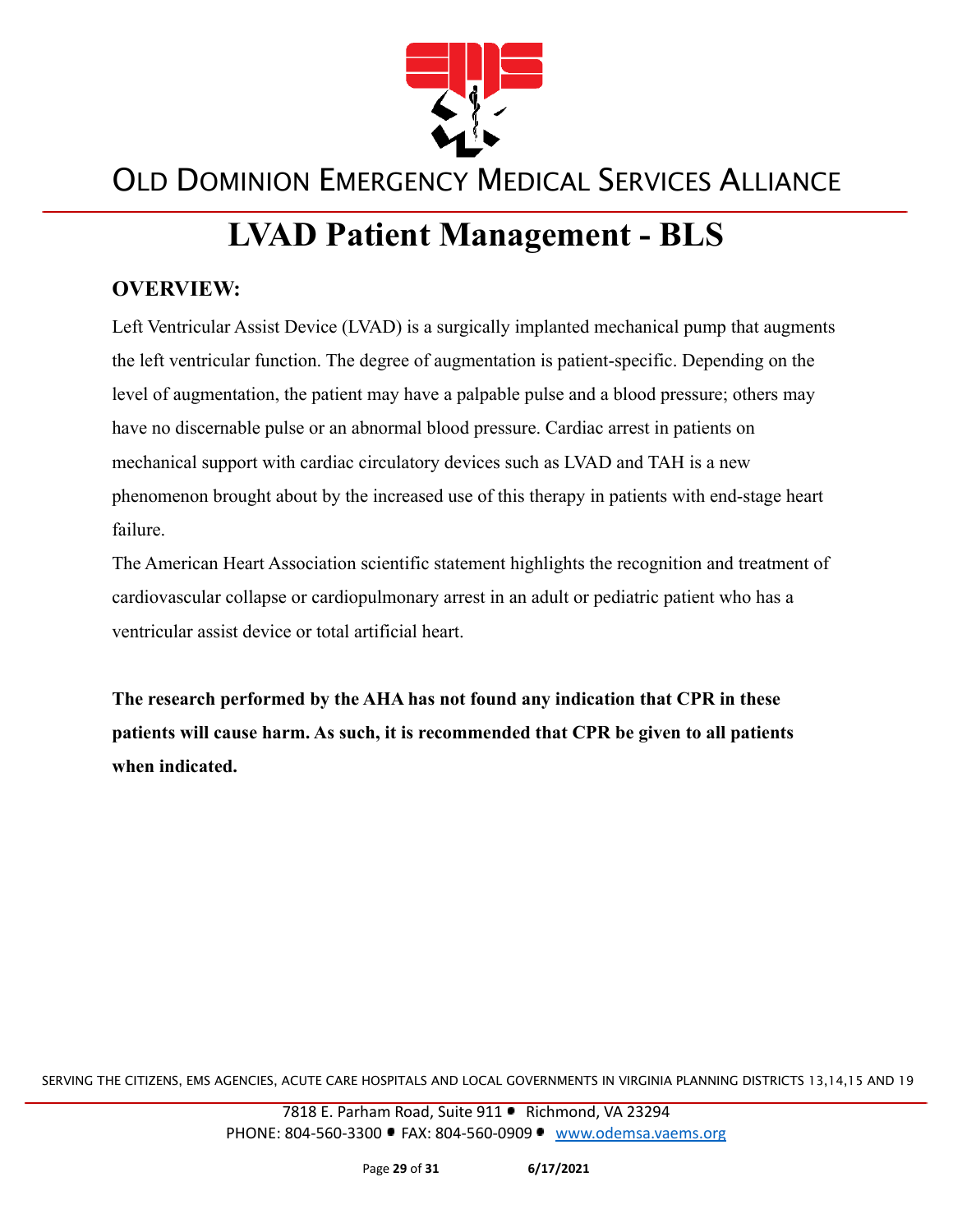# LVAD Patient Management - BLS

## OVERVIEW:

Left Ventricular Assist Device (LVAD) is a surgically implanted mechanical pump that augments the left ventricular function. The degree of augmentation is patient-specific. Depending on the level of augmentation, the patient may have a palpable pulse and a blood pressure; others may have no discernable pulse or an abnormal blood pressure. Cardiac arrest in patients on mechanical support with cardiac circulatory devices such as LVAD and TAH is a new phenomenon brought about by the increased use of this therapy in patients with end-stage heart failure.

The American Heart Association scientific statement highlights the recognition and treatment of cardiovascular collapse or cardiopulmonary arrest in an adult or pediatric patient who has a ventricular assist device or total artificial heart.

**The research performed by the AHA has not found any indication that CPR in these patients will cause harm. As such, it is recommended that CPR be given to all patients when indicated.**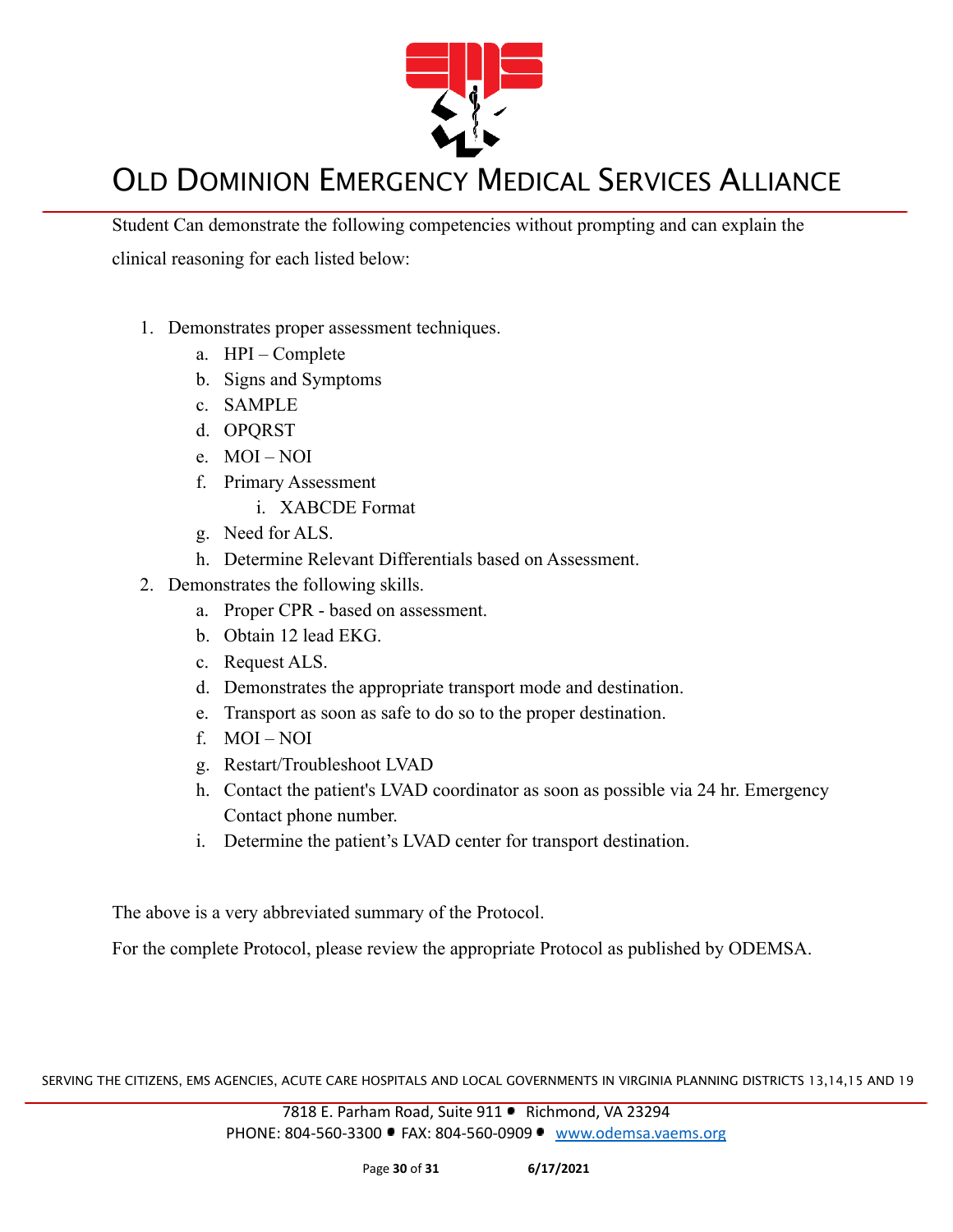Student Can demonstrate the following competencies without prompting and can explain the clinical reasoning for each listed below:

1. Demonstrates proper assessment techniques.
   a. HPI – Complete
   b. Signs and Symptoms
   c. SAMPLE
   d. OPQRST
   e. MOI – NOI
   f. Primary Assessment
      i. XABCDE Format
   g. Need for ALS.
   h. Determine Relevant Differentials based on Assessment.
2. Demonstrates the following skills.
   a. Proper CPR - based on assessment.
   b. Obtain 12 lead EKG.
   c. Request ALS.
   d. Demonstrates the appropriate transport mode and destination.
   e. Transport as soon as safe to do so to the proper destination.
   f. MOI – NOI
   g. Restart/Troubleshoot LVAD
   h. Contact the patient's LVAD coordinator as soon as possible via 24 hr. Emergency Contact phone number.
   i. Determine the patient's LVAD center for transport destination.

The above is a very abbreviated summary of the Protocol.

For the complete Protocol, please review the appropriate Protocol as published by ODEMSA.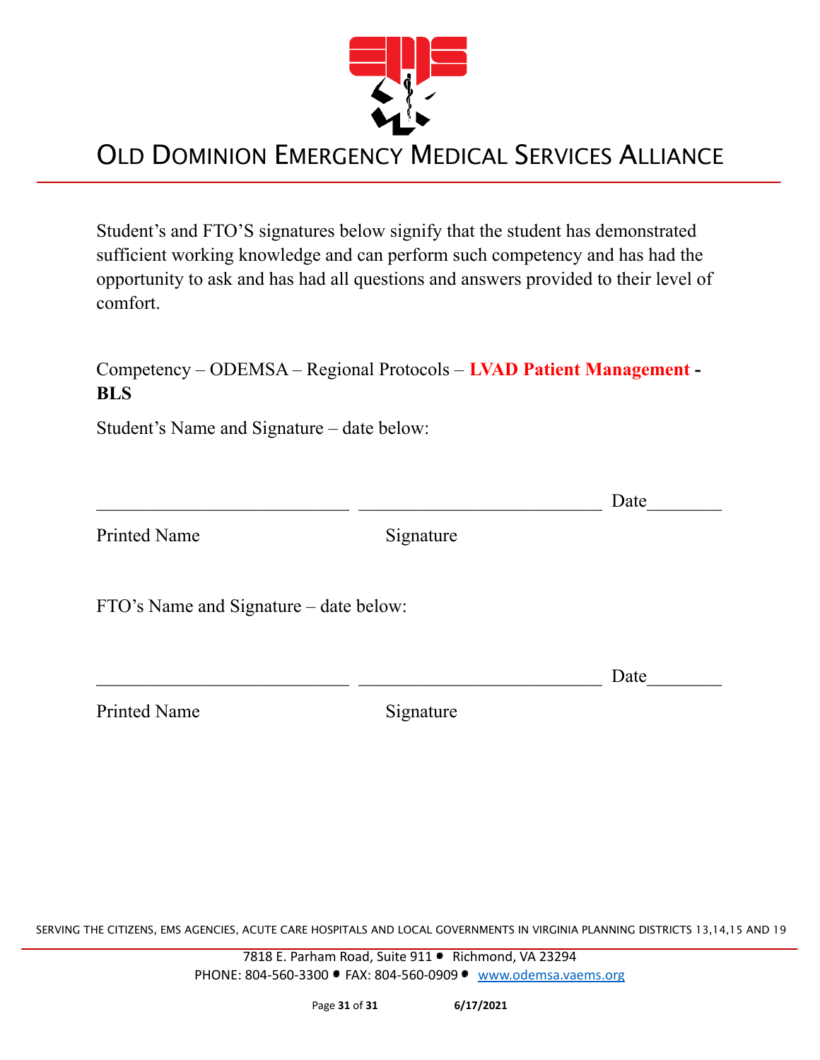# OLD DOMINION EMERGENCY MEDICAL SERVICES ALLIANCE

Student's and FTO'S signatures below signify that the student has demonstrated sufficient working knowledge and can perform such competency and has had the opportunity to ask and has had all questions and answers provided to their level of comfort.

Competency – ODEMSA – Regional Protocols – **LVAD Patient Management - BLS**

Student's Name and Signature – date below:

\_\_\_\_\_\_\_\_\_\_\_\_\_\_\_\_\_\_\_\_\_\_\_\_\_\_\_ \_\_\_\_\_\_\_\_\_\_\_\_\_\_\_\_\_\_\_\_\_\_\_\_\_\_ Date\_\_\_\_\_\_\_\_

Printed Name Signature

FTO's Name and Signature – date below:

\_\_\_\_\_\_\_\_\_\_\_\_\_\_\_\_\_\_\_\_\_\_\_\_\_\_\_ \_\_\_\_\_\_\_\_\_\_\_\_\_\_\_\_\_\_\_\_\_\_\_\_\_\_ Date\_\_\_\_\_\_\_\_

Printed Name Signature

SERVING THE CITIZENS, EMS AGENCIES, ACUTE CARE HOSPITALS AND LOCAL GOVERNMENTS IN VIRGINIA PLANNING DISTRICTS 13,14,15 AND 19

7818 E. Parham Road, Suite 911 • Richmond, VA 23294
PHONE: 804-560-3300 • FAX: 804-560-0909 • www.odemsa.vaems.org

6/17/2021